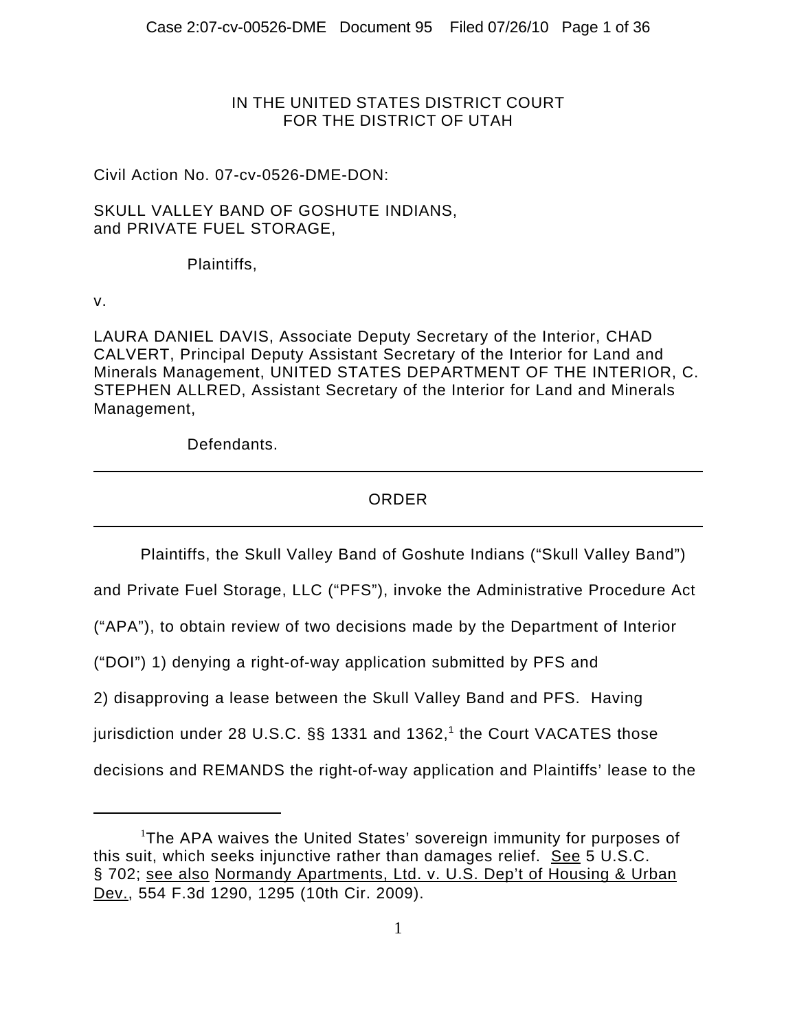IN THE UNITED STATES DISTRICT COURT
FOR THE DISTRICT OF UTAH

Civil Action No. 07-cv-0526-DME-DON:

SKULL VALLEY BAND OF GOSHUTE INDIANS,
and PRIVATE FUEL STORAGE,

Plaintiffs,

v.

LAURA DANIEL DAVIS, Associate Deputy Secretary of the Interior, CHAD CALVERT, Principal Deputy Assistant Secretary of the Interior for Land and Minerals Management, UNITED STATES DEPARTMENT OF THE INTERIOR, C. STEPHEN ALLRED, Assistant Secretary of the Interior for Land and Minerals Management,

Defendants.

---

ORDER

---

Plaintiffs, the Skull Valley Band of Goshute Indians ("Skull Valley Band") and Private Fuel Storage, LLC ("PFS"), invoke the Administrative Procedure Act ("APA"), to obtain review of two decisions made by the Department of Interior ("DOI") 1) denying a right-of-way application submitted by PFS and 2) disapproving a lease between the Skull Valley Band and PFS. Having jurisdiction under 28 U.S.C. §§ 1331 and 1362,[1] the Court VACATES those decisions and REMANDS the right-of-way application and Plaintiffs' lease to the

---

[1]The APA waives the United States' sovereign immunity for purposes of this suit, which seeks injunctive rather than damages relief. See 5 U.S.C. § 702; see also Normandy Apartments, Ltd. v. U.S. Dep't of Housing & Urban Dev., 554 F.3d 1290, 1295 (10th Cir. 2009).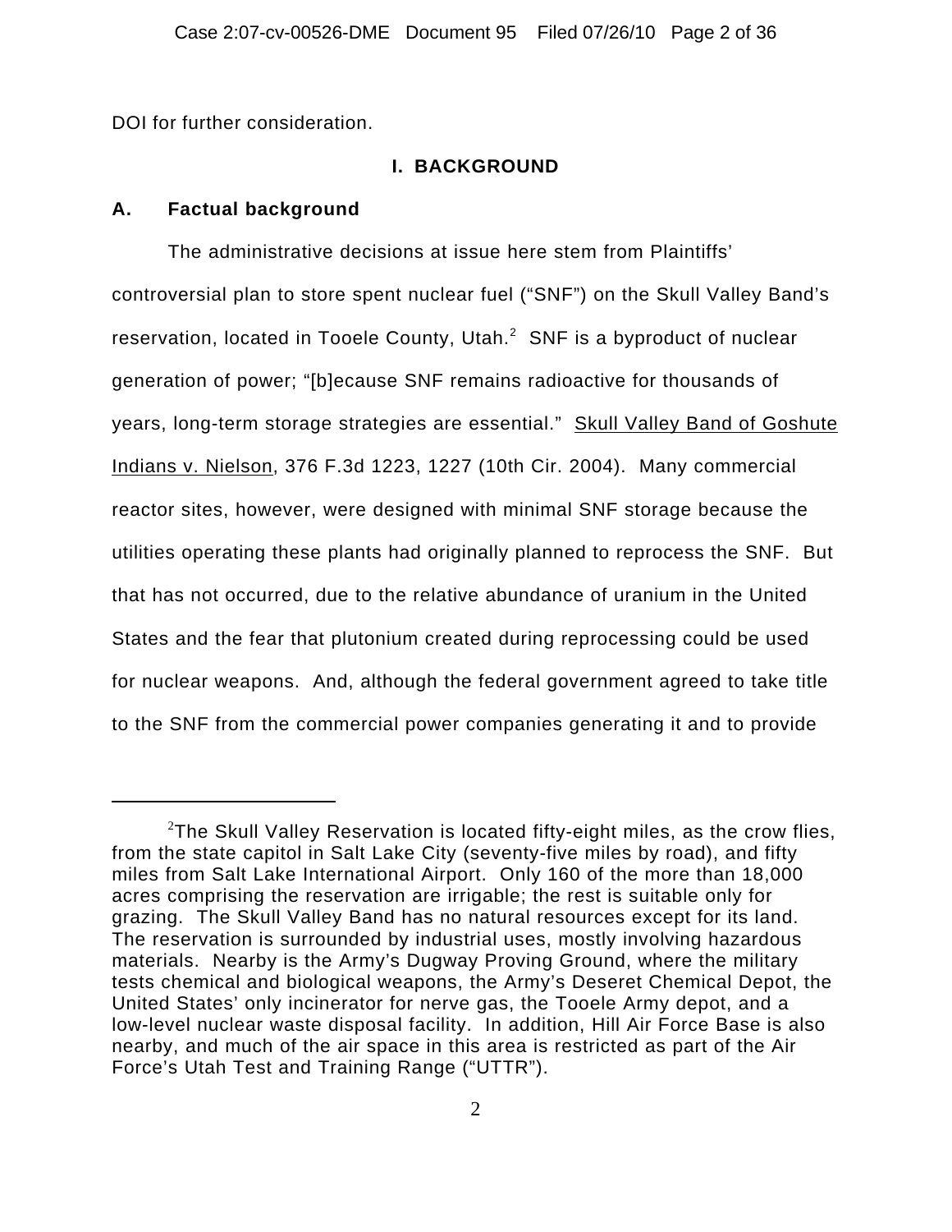DOI for further consideration.

## I. BACKGROUND

### A. Factual background

The administrative decisions at issue here stem from Plaintiffs' controversial plan to store spent nuclear fuel ("SNF") on the Skull Valley Band's reservation, located in Tooele County, Utah.[2] SNF is a byproduct of nuclear generation of power; "[b]ecause SNF remains radioactive for thousands of years, long-term storage strategies are essential." Skull Valley Band of Goshute Indians v. Nielson, 376 F.3d 1223, 1227 (10th Cir. 2004). Many commercial reactor sites, however, were designed with minimal SNF storage because the utilities operating these plants had originally planned to reprocess the SNF. But that has not occurred, due to the relative abundance of uranium in the United States and the fear that plutonium created during reprocessing could be used for nuclear weapons. And, although the federal government agreed to take title to the SNF from the commercial power companies generating it and to provide

---

[2]The Skull Valley Reservation is located fifty-eight miles, as the crow flies, from the state capitol in Salt Lake City (seventy-five miles by road), and fifty miles from Salt Lake International Airport. Only 160 of the more than 18,000 acres comprising the reservation are irrigable; the rest is suitable only for grazing. The Skull Valley Band has no natural resources except for its land. The reservation is surrounded by industrial uses, mostly involving hazardous materials. Nearby is the Army's Dugway Proving Ground, where the military tests chemical and biological weapons, the Army's Deseret Chemical Depot, the United States' only incinerator for nerve gas, the Tooele Army depot, and a low-level nuclear waste disposal facility. In addition, Hill Air Force Base is also nearby, and much of the air space in this area is restricted as part of the Air Force's Utah Test and Training Range ("UTTR").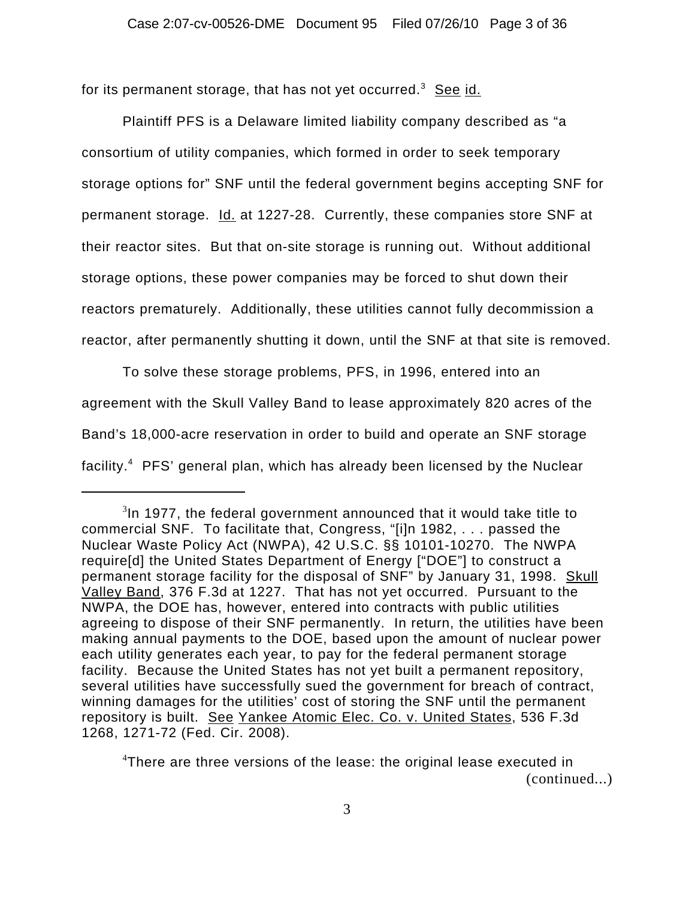for its permanent storage, that has not yet occurred.[3] See id.

Plaintiff PFS is a Delaware limited liability company described as "a consortium of utility companies, which formed in order to seek temporary storage options for" SNF until the federal government begins accepting SNF for permanent storage. Id. at 1227-28. Currently, these companies store SNF at their reactor sites. But that on-site storage is running out. Without additional storage options, these power companies may be forced to shut down their reactors prematurely. Additionally, these utilities cannot fully decommission a reactor, after permanently shutting it down, until the SNF at that site is removed.

To solve these storage problems, PFS, in 1996, entered into an agreement with the Skull Valley Band to lease approximately 820 acres of the Band's 18,000-acre reservation in order to build and operate an SNF storage facility.[4] PFS' general plan, which has already been licensed by the Nuclear

---

[3]In 1977, the federal government announced that it would take title to commercial SNF. To facilitate that, Congress, "[i]n 1982, . . . passed the Nuclear Waste Policy Act (NWPA), 42 U.S.C. §§ 10101-10270. The NWPA require[d] the United States Department of Energy ["DOE"] to construct a permanent storage facility for the disposal of SNF" by January 31, 1998. Skull Valley Band, 376 F.3d at 1227. That has not yet occurred. Pursuant to the NWPA, the DOE has, however, entered into contracts with public utilities agreeing to dispose of their SNF permanently. In return, the utilities have been making annual payments to the DOE, based upon the amount of nuclear power each utility generates each year, to pay for the federal permanent storage facility. Because the United States has not yet built a permanent repository, several utilities have successfully sued the government for breach of contract, winning damages for the utilities' cost of storing the SNF until the permanent repository is built. See Yankee Atomic Elec. Co. v. United States, 536 F.3d 1268, 1271-72 (Fed. Cir. 2008).

[4]There are three versions of the lease: the original lease executed in (continued...)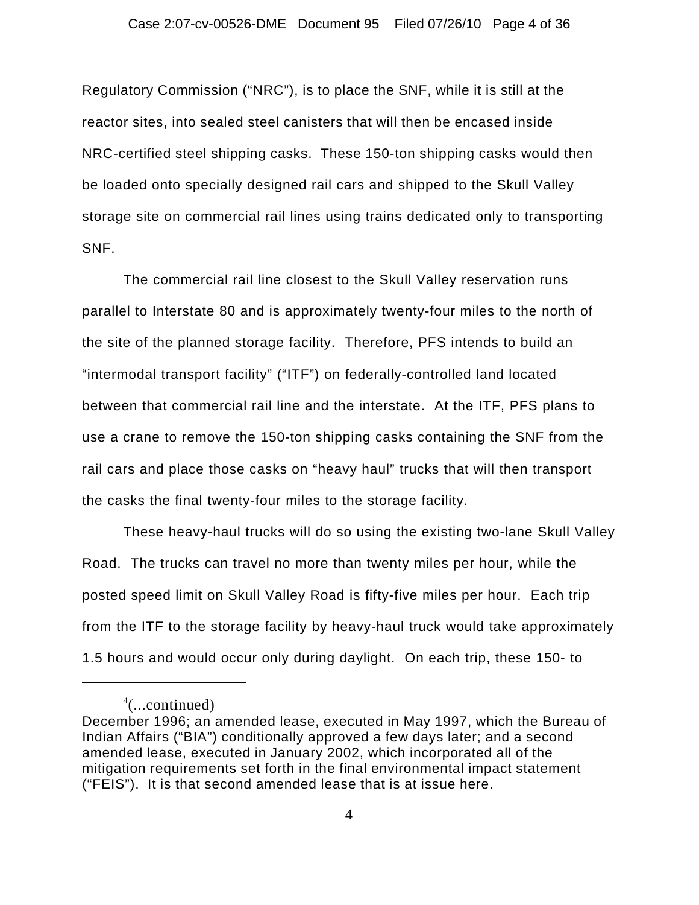Regulatory Commission ("NRC"), is to place the SNF, while it is still at the reactor sites, into sealed steel canisters that will then be encased inside NRC-certified steel shipping casks. These 150-ton shipping casks would then be loaded onto specially designed rail cars and shipped to the Skull Valley storage site on commercial rail lines using trains dedicated only to transporting SNF.

The commercial rail line closest to the Skull Valley reservation runs parallel to Interstate 80 and is approximately twenty-four miles to the north of the site of the planned storage facility. Therefore, PFS intends to build an "intermodal transport facility" ("ITF") on federally-controlled land located between that commercial rail line and the interstate. At the ITF, PFS plans to use a crane to remove the 150-ton shipping casks containing the SNF from the rail cars and place those casks on "heavy haul" trucks that will then transport the casks the final twenty-four miles to the storage facility.

These heavy-haul trucks will do so using the existing two-lane Skull Valley Road. The trucks can travel no more than twenty miles per hour, while the posted speed limit on Skull Valley Road is fifty-five miles per hour. Each trip from the ITF to the storage facility by heavy-haul truck would take approximately 1.5 hours and would occur only during daylight. On each trip, these 150- to

---

[4](...continued)
December 1996; an amended lease, executed in May 1997, which the Bureau of Indian Affairs ("BIA") conditionally approved a few days later; and a second amended lease, executed in January 2002, which incorporated all of the mitigation requirements set forth in the final environmental impact statement ("FEIS"). It is that second amended lease that is at issue here.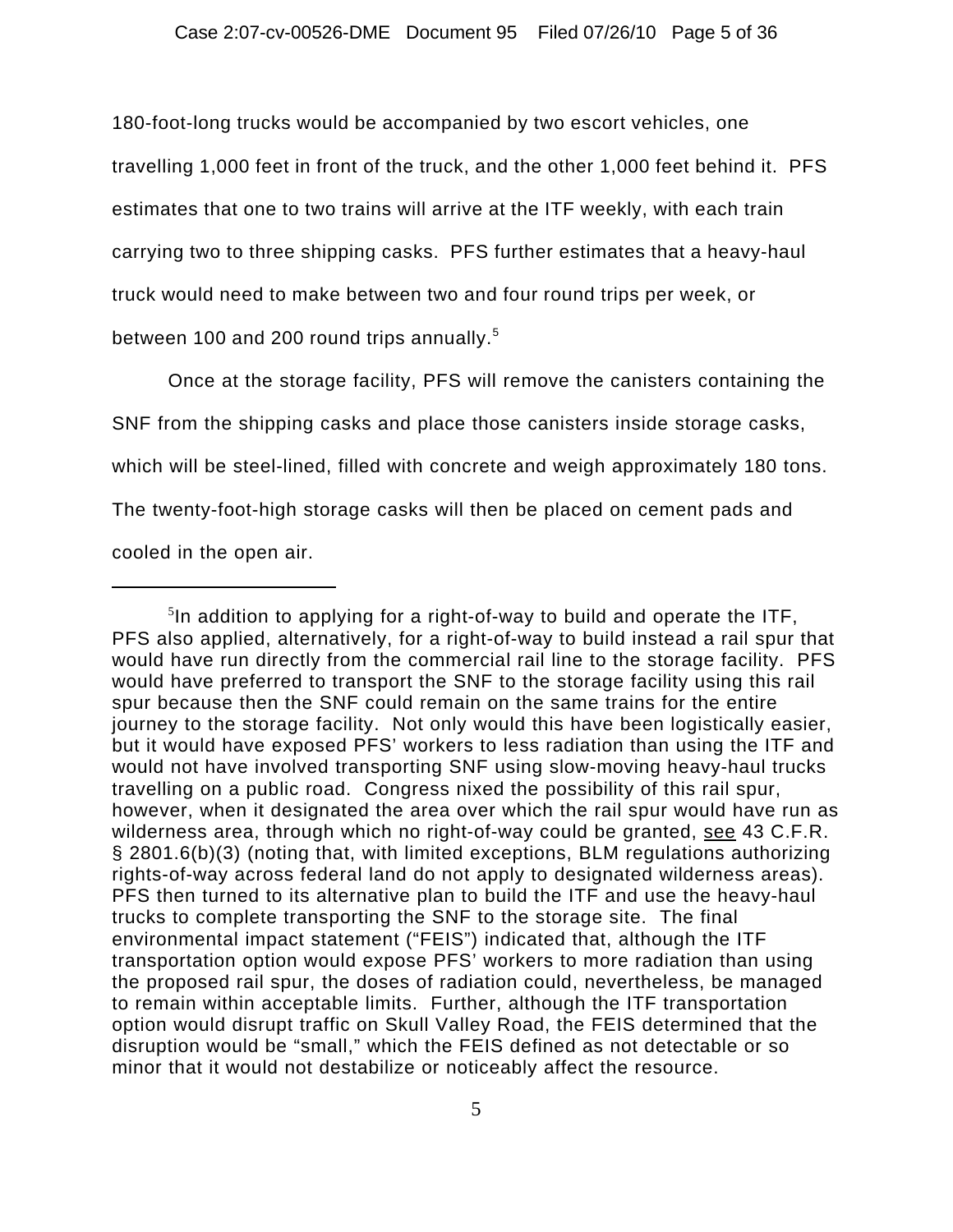180-foot-long trucks would be accompanied by two escort vehicles, one travelling 1,000 feet in front of the truck, and the other 1,000 feet behind it. PFS estimates that one to two trains will arrive at the ITF weekly, with each train carrying two to three shipping casks. PFS further estimates that a heavy-haul truck would need to make between two and four round trips per week, or between 100 and 200 round trips annually.[5]

Once at the storage facility, PFS will remove the canisters containing the SNF from the shipping casks and place those canisters inside storage casks, which will be steel-lined, filled with concrete and weigh approximately 180 tons. The twenty-foot-high storage casks will then be placed on cement pads and cooled in the open air.

---

[5]In addition to applying for a right-of-way to build and operate the ITF, PFS also applied, alternatively, for a right-of-way to build instead a rail spur that would have run directly from the commercial rail line to the storage facility. PFS would have preferred to transport the SNF to the storage facility using this rail spur because then the SNF could remain on the same trains for the entire journey to the storage facility. Not only would this have been logistically easier, but it would have exposed PFS' workers to less radiation than using the ITF and would not have involved transporting SNF using slow-moving heavy-haul trucks travelling on a public road. Congress nixed the possibility of this rail spur, however, when it designated the area over which the rail spur would have run as wilderness area, through which no right-of-way could be granted, see 43 C.F.R. § 2801.6(b)(3) (noting that, with limited exceptions, BLM regulations authorizing rights-of-way across federal land do not apply to designated wilderness areas). PFS then turned to its alternative plan to build the ITF and use the heavy-haul trucks to complete transporting the SNF to the storage site. The final environmental impact statement ("FEIS") indicated that, although the ITF transportation option would expose PFS' workers to more radiation than using the proposed rail spur, the doses of radiation could, nevertheless, be managed to remain within acceptable limits. Further, although the ITF transportation option would disrupt traffic on Skull Valley Road, the FEIS determined that the disruption would be "small," which the FEIS defined as not detectable or so minor that it would not destabilize or noticeably affect the resource.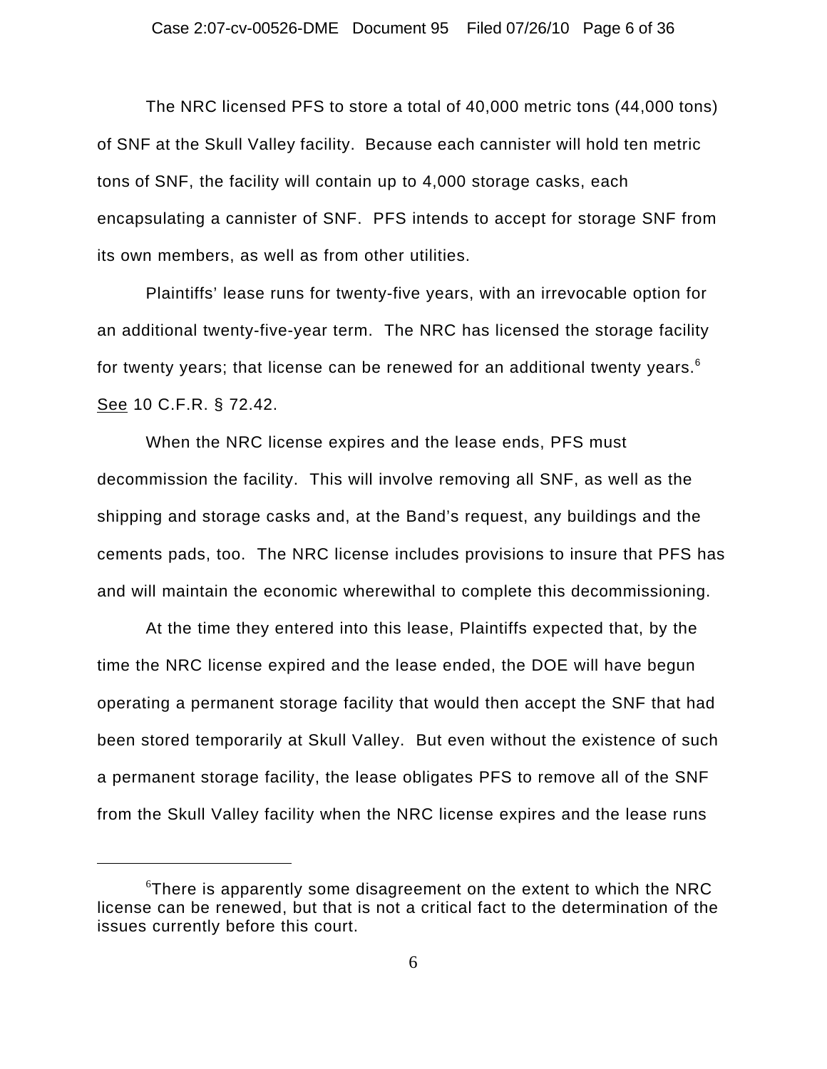The NRC licensed PFS to store a total of 40,000 metric tons (44,000 tons) of SNF at the Skull Valley facility. Because each cannister will hold ten metric tons of SNF, the facility will contain up to 4,000 storage casks, each encapsulating a cannister of SNF. PFS intends to accept for storage SNF from its own members, as well as from other utilities.

Plaintiffs' lease runs for twenty-five years, with an irrevocable option for an additional twenty-five-year term. The NRC has licensed the storage facility for twenty years; that license can be renewed for an additional twenty years.[6] See 10 C.F.R. § 72.42.

When the NRC license expires and the lease ends, PFS must decommission the facility. This will involve removing all SNF, as well as the shipping and storage casks and, at the Band's request, any buildings and the cements pads, too. The NRC license includes provisions to insure that PFS has and will maintain the economic wherewithal to complete this decommissioning.

At the time they entered into this lease, Plaintiffs expected that, by the time the NRC license expired and the lease ended, the DOE will have begun operating a permanent storage facility that would then accept the SNF that had been stored temporarily at Skull Valley. But even without the existence of such a permanent storage facility, the lease obligates PFS to remove all of the SNF from the Skull Valley facility when the NRC license expires and the lease runs

[6] There is apparently some disagreement on the extent to which the NRC license can be renewed, but that is not a critical fact to the determination of the issues currently before this court.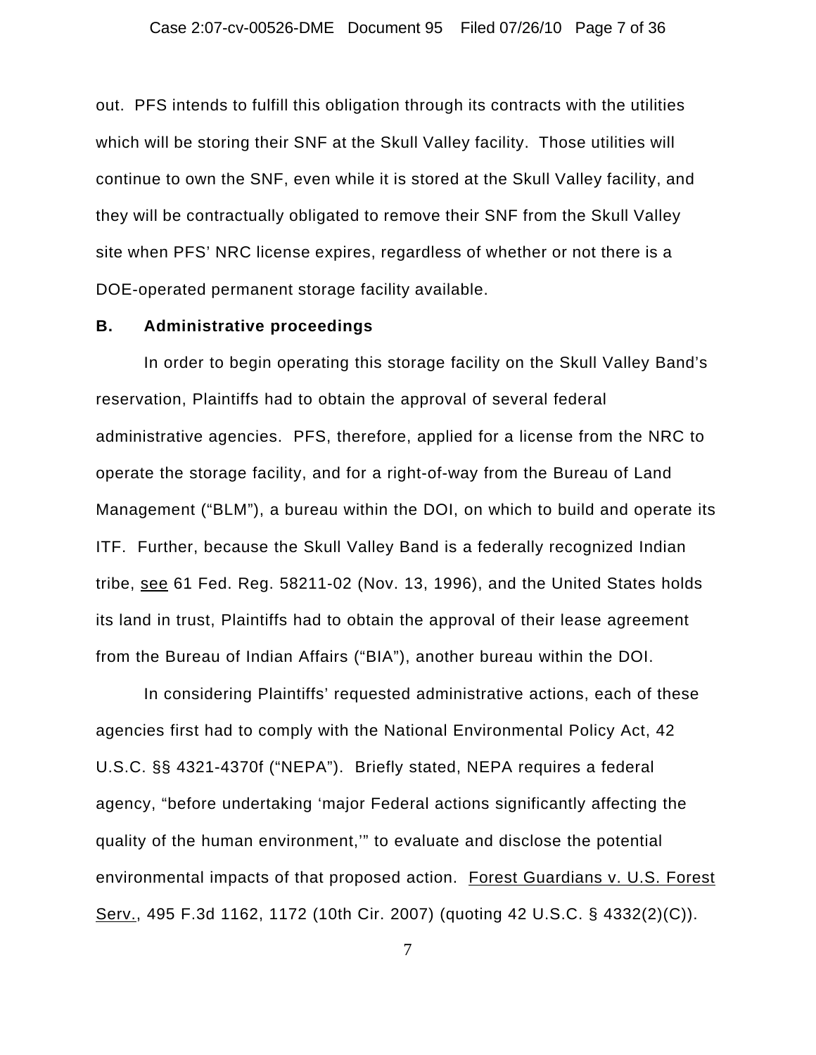out. PFS intends to fulfill this obligation through its contracts with the utilities which will be storing their SNF at the Skull Valley facility. Those utilities will continue to own the SNF, even while it is stored at the Skull Valley facility, and they will be contractually obligated to remove their SNF from the Skull Valley site when PFS' NRC license expires, regardless of whether or not there is a DOE-operated permanent storage facility available.

**B. Administrative proceedings**

In order to begin operating this storage facility on the Skull Valley Band's reservation, Plaintiffs had to obtain the approval of several federal administrative agencies. PFS, therefore, applied for a license from the NRC to operate the storage facility, and for a right-of-way from the Bureau of Land Management ("BLM"), a bureau within the DOI, on which to build and operate its ITF. Further, because the Skull Valley Band is a federally recognized Indian tribe, see 61 Fed. Reg. 58211-02 (Nov. 13, 1996), and the United States holds its land in trust, Plaintiffs had to obtain the approval of their lease agreement from the Bureau of Indian Affairs ("BIA"), another bureau within the DOI.

In considering Plaintiffs' requested administrative actions, each of these agencies first had to comply with the National Environmental Policy Act, 42 U.S.C. §§ 4321-4370f ("NEPA"). Briefly stated, NEPA requires a federal agency, "before undertaking 'major Federal actions significantly affecting the quality of the human environment,'" to evaluate and disclose the potential environmental impacts of that proposed action. Forest Guardians v. U.S. Forest Serv., 495 F.3d 1162, 1172 (10th Cir. 2007) (quoting 42 U.S.C. § 4332(2)(C)).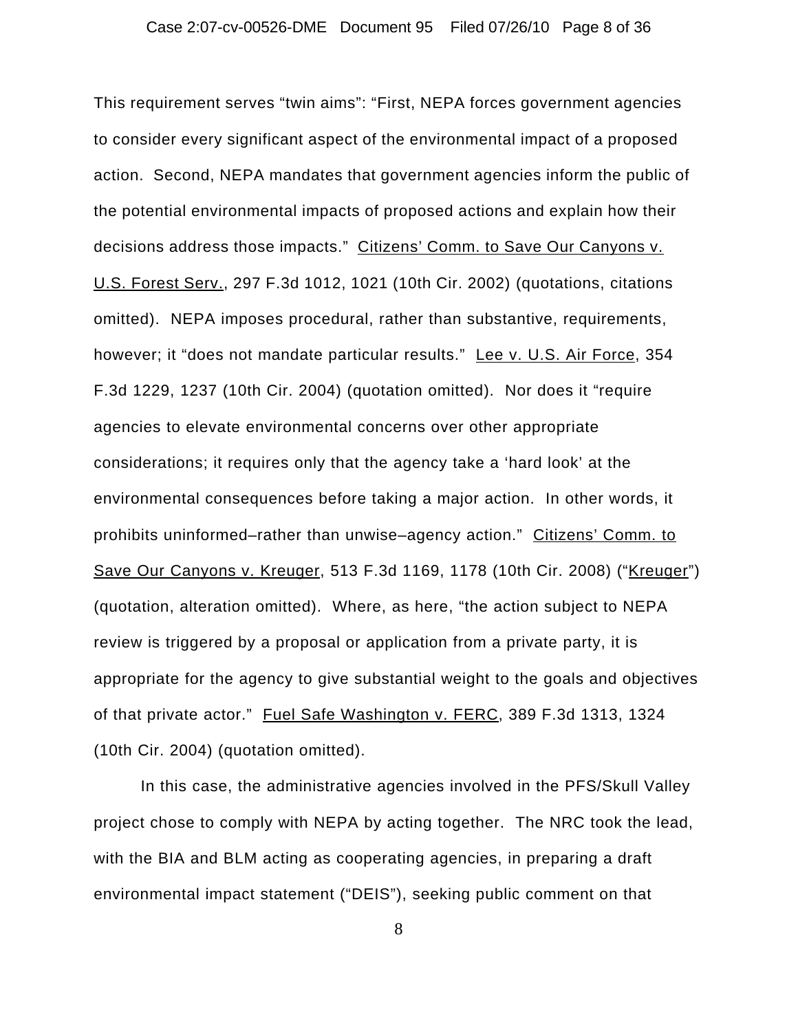This requirement serves "twin aims": "First, NEPA forces government agencies to consider every significant aspect of the environmental impact of a proposed action. Second, NEPA mandates that government agencies inform the public of the potential environmental impacts of proposed actions and explain how their decisions address those impacts." Citizens' Comm. to Save Our Canyons v. U.S. Forest Serv., 297 F.3d 1012, 1021 (10th Cir. 2002) (quotations, citations omitted). NEPA imposes procedural, rather than substantive, requirements, however; it "does not mandate particular results." Lee v. U.S. Air Force, 354 F.3d 1229, 1237 (10th Cir. 2004) (quotation omitted). Nor does it "require agencies to elevate environmental concerns over other appropriate considerations; it requires only that the agency take a 'hard look' at the environmental consequences before taking a major action. In other words, it prohibits uninformed–rather than unwise–agency action." Citizens' Comm. to Save Our Canyons v. Kreuger, 513 F.3d 1169, 1178 (10th Cir. 2008) ("Kreuger") (quotation, alteration omitted). Where, as here, "the action subject to NEPA review is triggered by a proposal or application from a private party, it is appropriate for the agency to give substantial weight to the goals and objectives of that private actor." Fuel Safe Washington v. FERC, 389 F.3d 1313, 1324 (10th Cir. 2004) (quotation omitted).

In this case, the administrative agencies involved in the PFS/Skull Valley project chose to comply with NEPA by acting together. The NRC took the lead, with the BIA and BLM acting as cooperating agencies, in preparing a draft environmental impact statement ("DEIS"), seeking public comment on that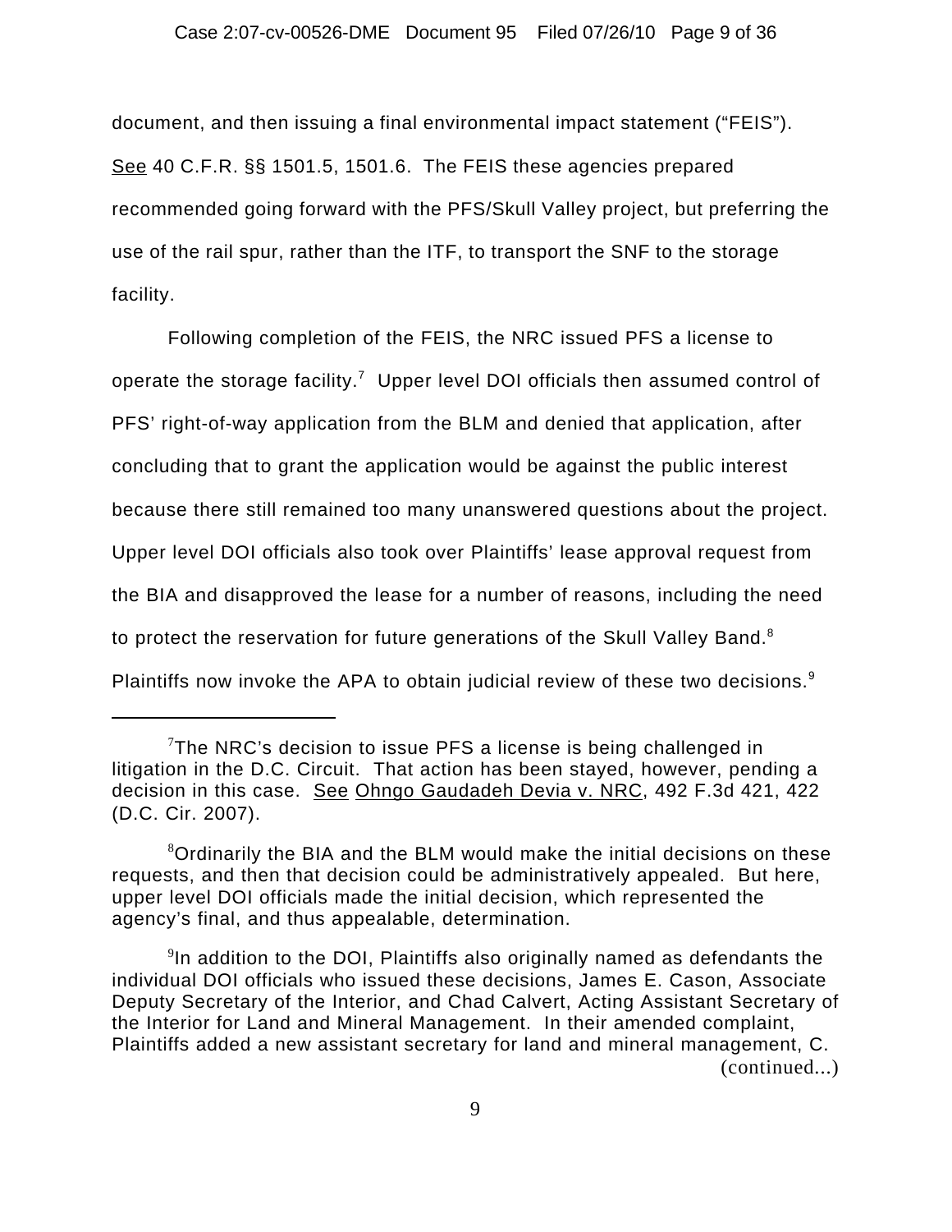document, and then issuing a final environmental impact statement ("FEIS"). See 40 C.F.R. §§ 1501.5, 1501.6. The FEIS these agencies prepared recommended going forward with the PFS/Skull Valley project, but preferring the use of the rail spur, rather than the ITF, to transport the SNF to the storage facility.

Following completion of the FEIS, the NRC issued PFS a license to operate the storage facility.[7] Upper level DOI officials then assumed control of PFS' right-of-way application from the BLM and denied that application, after concluding that to grant the application would be against the public interest because there still remained too many unanswered questions about the project. Upper level DOI officials also took over Plaintiffs' lease approval request from the BIA and disapproved the lease for a number of reasons, including the need to protect the reservation for future generations of the Skull Valley Band.[8] Plaintiffs now invoke the APA to obtain judicial review of these two decisions.[9]

---

[7]The NRC's decision to issue PFS a license is being challenged in litigation in the D.C. Circuit. That action has been stayed, however, pending a decision in this case. See Ohngo Gaudadeh Devia v. NRC, 492 F.3d 421, 422 (D.C. Cir. 2007).

[8]Ordinarily the BIA and the BLM would make the initial decisions on these requests, and then that decision could be administratively appealed. But here, upper level DOI officials made the initial decision, which represented the agency's final, and thus appealable, determination.

[9]In addition to the DOI, Plaintiffs also originally named as defendants the individual DOI officials who issued these decisions, James E. Cason, Associate Deputy Secretary of the Interior, and Chad Calvert, Acting Assistant Secretary of the Interior for Land and Mineral Management. In their amended complaint, Plaintiffs added a new assistant secretary for land and mineral management, C. (continued...)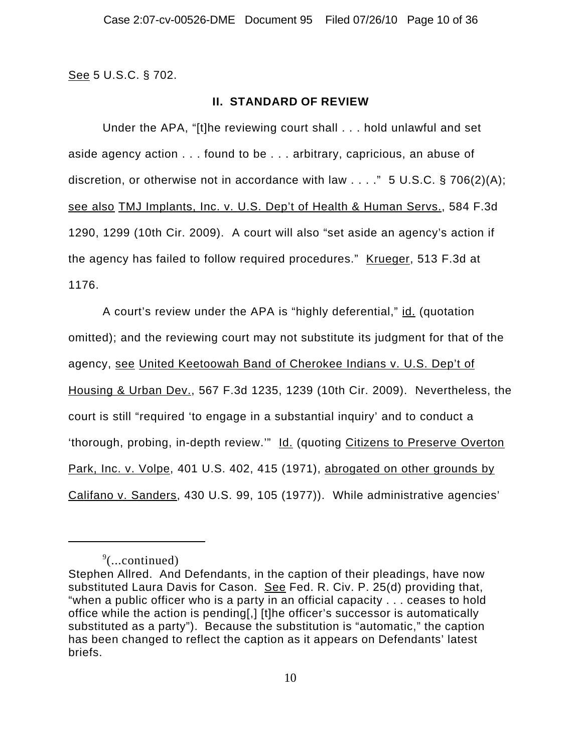See 5 U.S.C. § 702.

## II. STANDARD OF REVIEW

Under the APA, "[t]he reviewing court shall . . . hold unlawful and set aside agency action . . . found to be . . . arbitrary, capricious, an abuse of discretion, or otherwise not in accordance with law . . . ." 5 U.S.C. § 706(2)(A); see also TMJ Implants, Inc. v. U.S. Dep't of Health & Human Servs., 584 F.3d 1290, 1299 (10th Cir. 2009). A court will also "set aside an agency's action if the agency has failed to follow required procedures." Krueger, 513 F.3d at 1176.

A court's review under the APA is "highly deferential," id. (quotation omitted); and the reviewing court may not substitute its judgment for that of the agency, see United Keetoowah Band of Cherokee Indians v. U.S. Dep't of Housing & Urban Dev., 567 F.3d 1235, 1239 (10th Cir. 2009). Nevertheless, the court is still "required 'to engage in a substantial inquiry' and to conduct a 'thorough, probing, in-depth review.'" Id. (quoting Citizens to Preserve Overton Park, Inc. v. Volpe, 401 U.S. 402, 415 (1971), abrogated on other grounds by Califano v. Sanders, 430 U.S. 99, 105 (1977)). While administrative agencies'

---

[9](...continued)
Stephen Allred. And Defendants, in the caption of their pleadings, have now substituted Laura Davis for Cason. See Fed. R. Civ. P. 25(d) providing that, "when a public officer who is a party in an official capacity . . . ceases to hold office while the action is pending[,] [t]he officer's successor is automatically substituted as a party"). Because the substitution is "automatic," the caption has been changed to reflect the caption as it appears on Defendants' latest briefs.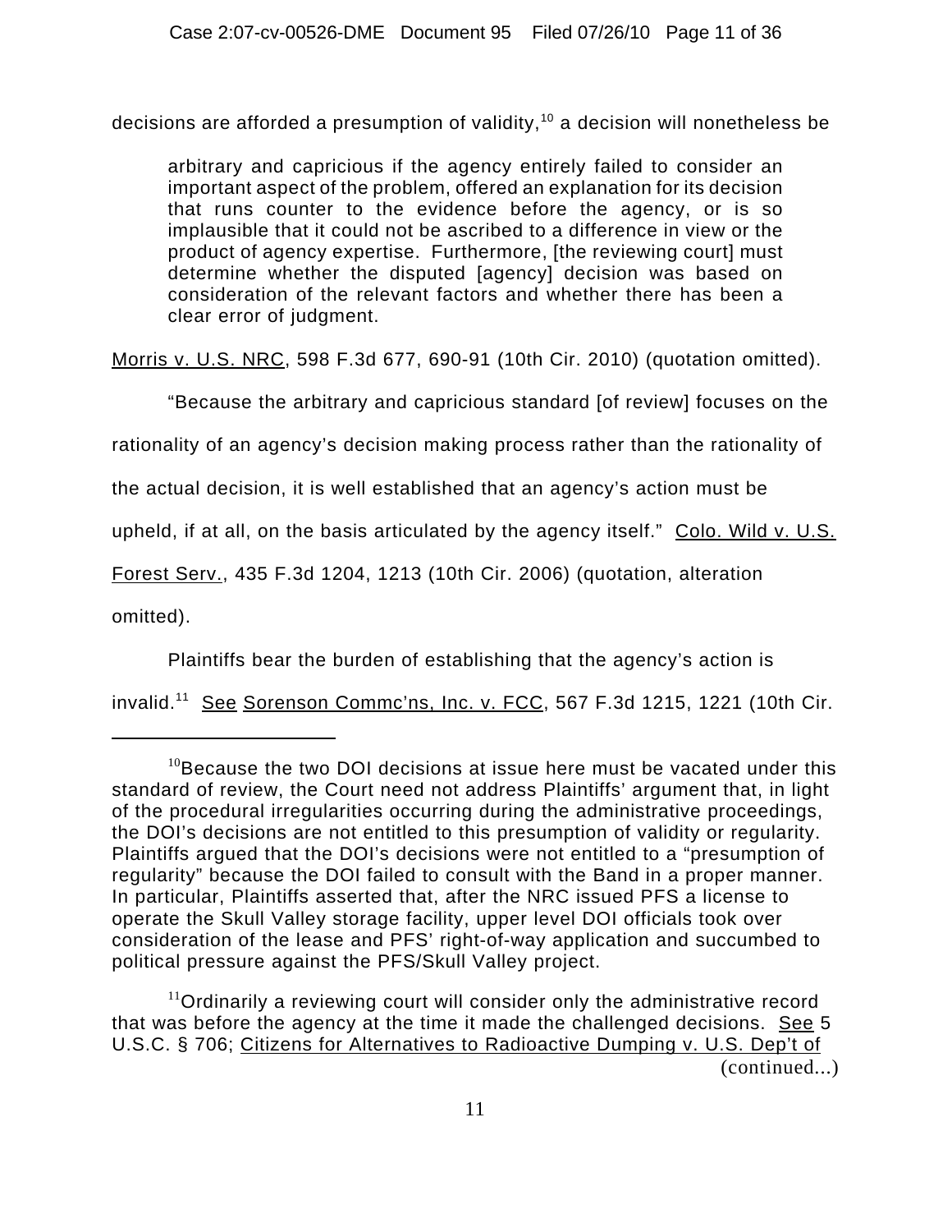decisions are afforded a presumption of validity,[10] a decision will nonetheless be

> arbitrary and capricious if the agency entirely failed to consider an important aspect of the problem, offered an explanation for its decision that runs counter to the evidence before the agency, or is so implausible that it could not be ascribed to a difference in view or the product of agency expertise. Furthermore, [the reviewing court] must determine whether the disputed [agency] decision was based on consideration of the relevant factors and whether there has been a clear error of judgment.

Morris v. U.S. NRC, 598 F.3d 677, 690-91 (10th Cir. 2010) (quotation omitted).

"Because the arbitrary and capricious standard [of review] focuses on the rationality of an agency's decision making process rather than the rationality of the actual decision, it is well established that an agency's action must be upheld, if at all, on the basis articulated by the agency itself." Colo. Wild v. U.S. Forest Serv., 435 F.3d 1204, 1213 (10th Cir. 2006) (quotation, alteration omitted).

Plaintiffs bear the burden of establishing that the agency's action is invalid.[11] See Sorenson Commc'ns, Inc. v. FCC, 567 F.3d 1215, 1221 (10th Cir.

---

[10]Because the two DOI decisions at issue here must be vacated under this standard of review, the Court need not address Plaintiffs' argument that, in light of the procedural irregularities occurring during the administrative proceedings, the DOI's decisions are not entitled to this presumption of validity or regularity. Plaintiffs argued that the DOI's decisions were not entitled to a "presumption of regularity" because the DOI failed to consult with the Band in a proper manner. In particular, Plaintiffs asserted that, after the NRC issued PFS a license to operate the Skull Valley storage facility, upper level DOI officials took over consideration of the lease and PFS' right-of-way application and succumbed to political pressure against the PFS/Skull Valley project.

[11]Ordinarily a reviewing court will consider only the administrative record that was before the agency at the time it made the challenged decisions. See 5 U.S.C. § 706; Citizens for Alternatives to Radioactive Dumping v. U.S. Dep't of (continued...)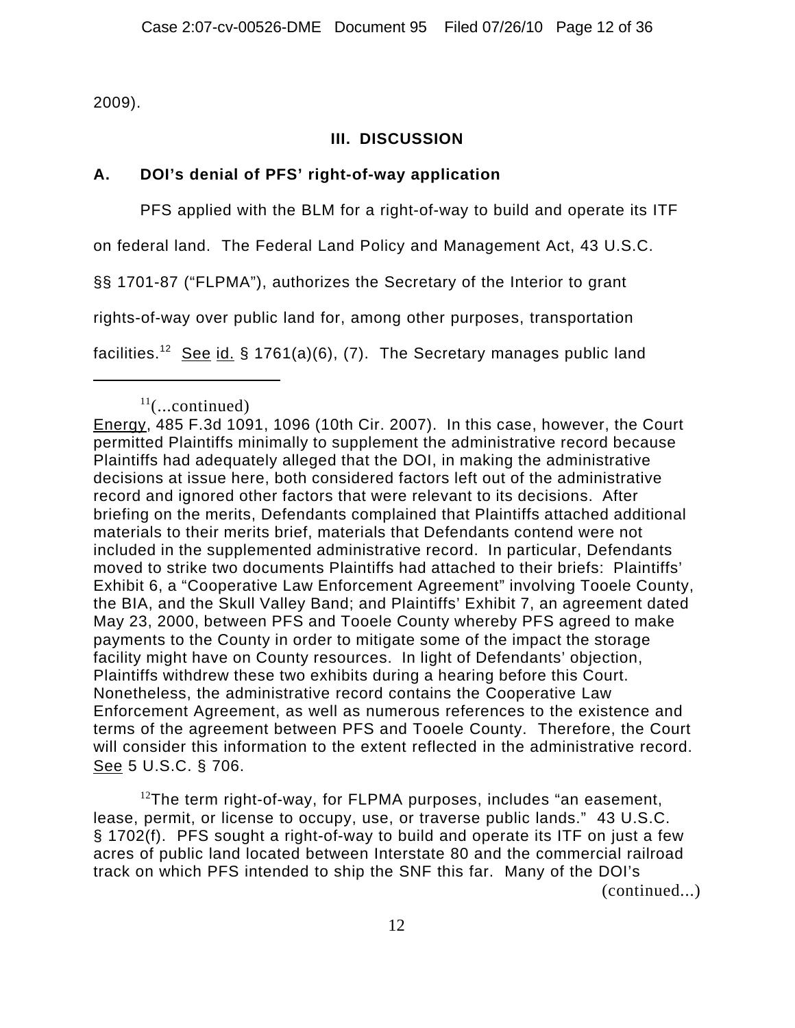2009).

## III. DISCUSSION

### A. DOI's denial of PFS' right-of-way application

PFS applied with the BLM for a right-of-way to build and operate its ITF on federal land. The Federal Land Policy and Management Act, 43 U.S.C. §§ 1701-87 ("FLPMA"), authorizes the Secretary of the Interior to grant rights-of-way over public land for, among other purposes, transportation facilities.[12] See id. § 1761(a)(6), (7). The Secretary manages public land

---

[11](...continued)
Energy, 485 F.3d 1091, 1096 (10th Cir. 2007). In this case, however, the Court permitted Plaintiffs minimally to supplement the administrative record because Plaintiffs had adequately alleged that the DOI, in making the administrative decisions at issue here, both considered factors left out of the administrative record and ignored other factors that were relevant to its decisions. After briefing on the merits, Defendants complained that Plaintiffs attached additional materials to their merits brief, materials that Defendants contend were not included in the supplemented administrative record. In particular, Defendants moved to strike two documents Plaintiffs had attached to their briefs: Plaintiffs' Exhibit 6, a "Cooperative Law Enforcement Agreement" involving Tooele County, the BIA, and the Skull Valley Band; and Plaintiffs' Exhibit 7, an agreement dated May 23, 2000, between PFS and Tooele County whereby PFS agreed to make payments to the County in order to mitigate some of the impact the storage facility might have on County resources. In light of Defendants' objection, Plaintiffs withdrew these two exhibits during a hearing before this Court. Nonetheless, the administrative record contains the Cooperative Law Enforcement Agreement, as well as numerous references to the existence and terms of the agreement between PFS and Tooele County. Therefore, the Court will consider this information to the extent reflected in the administrative record. See 5 U.S.C. § 706.

[12]The term right-of-way, for FLPMA purposes, includes "an easement, lease, permit, or license to occupy, use, or traverse public lands." 43 U.S.C. § 1702(f). PFS sought a right-of-way to build and operate its ITF on just a few acres of public land located between Interstate 80 and the commercial railroad track on which PFS intended to ship the SNF this far. Many of the DOI's

(continued...)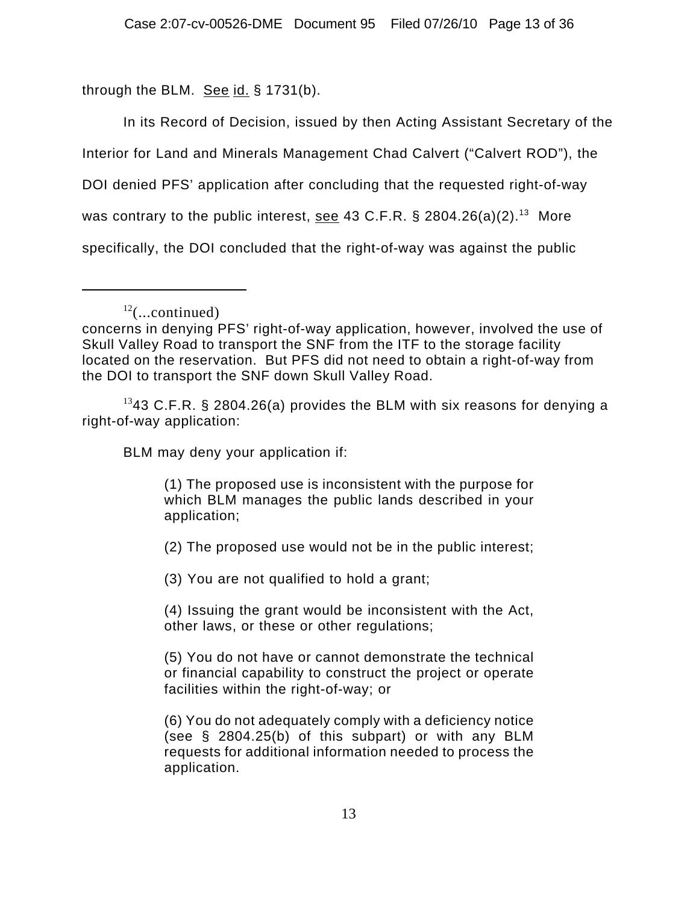through the BLM. See id. § 1731(b).

In its Record of Decision, issued by then Acting Assistant Secretary of the Interior for Land and Minerals Management Chad Calvert ("Calvert ROD"), the DOI denied PFS' application after concluding that the requested right-of-way was contrary to the public interest, see 43 C.F.R. § 2804.26(a)(2).[13] More specifically, the DOI concluded that the right-of-way was against the public

---

[12](...continued)
concerns in denying PFS' right-of-way application, however, involved the use of Skull Valley Road to transport the SNF from the ITF to the storage facility located on the reservation. But PFS did not need to obtain a right-of-way from the DOI to transport the SNF down Skull Valley Road.

[13]43 C.F.R. § 2804.26(a) provides the BLM with six reasons for denying a right-of-way application:

> BLM may deny your application if:
>
> > (1) The proposed use is inconsistent with the purpose for which BLM manages the public lands described in your application;
> >
> > (2) The proposed use would not be in the public interest;
> >
> > (3) You are not qualified to hold a grant;
> >
> > (4) Issuing the grant would be inconsistent with the Act, other laws, or these or other regulations;
> >
> > (5) You do not have or cannot demonstrate the technical or financial capability to construct the project or operate facilities within the right-of-way; or
> >
> > (6) You do not adequately comply with a deficiency notice (see § 2804.25(b) of this subpart) or with any BLM requests for additional information needed to process the application.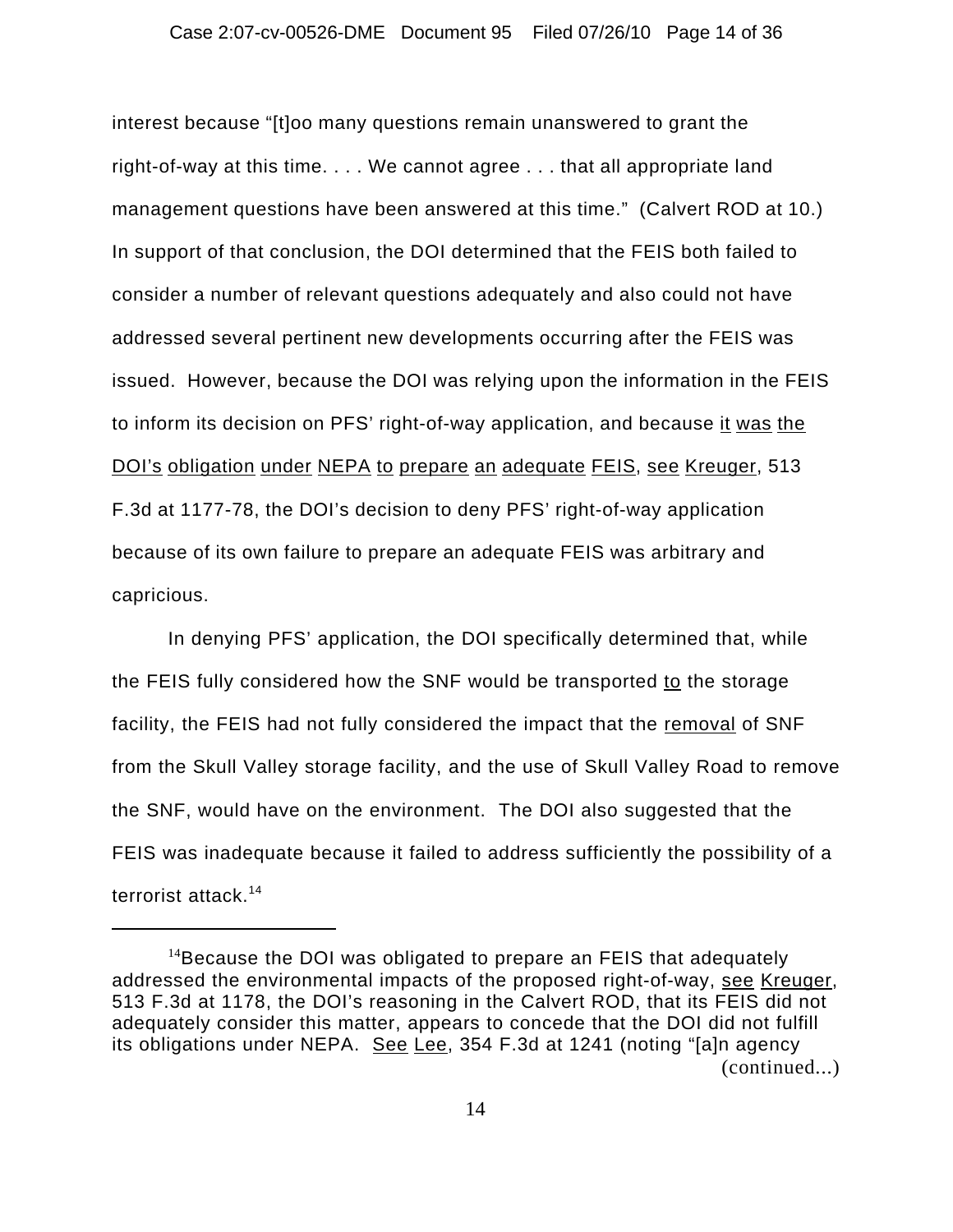interest because "[t]oo many questions remain unanswered to grant the right-of-way at this time. . . . We cannot agree . . . that all appropriate land management questions have been answered at this time." (Calvert ROD at 10.) In support of that conclusion, the DOI determined that the FEIS both failed to consider a number of relevant questions adequately and also could not have addressed several pertinent new developments occurring after the FEIS was issued. However, because the DOI was relying upon the information in the FEIS to inform its decision on PFS' right-of-way application, and because it was the DOI's obligation under NEPA to prepare an adequate FEIS, see Kreuger, 513 F.3d at 1177-78, the DOI's decision to deny PFS' right-of-way application because of its own failure to prepare an adequate FEIS was arbitrary and capricious.

In denying PFS' application, the DOI specifically determined that, while the FEIS fully considered how the SNF would be transported to the storage facility, the FEIS had not fully considered the impact that the removal of SNF from the Skull Valley storage facility, and the use of Skull Valley Road to remove the SNF, would have on the environment. The DOI also suggested that the FEIS was inadequate because it failed to address sufficiently the possibility of a terrorist attack.[14]

---

[14]Because the DOI was obligated to prepare an FEIS that adequately addressed the environmental impacts of the proposed right-of-way, see Kreuger, 513 F.3d at 1178, the DOI's reasoning in the Calvert ROD, that its FEIS did not adequately consider this matter, appears to concede that the DOI did not fulfill its obligations under NEPA. See Lee, 354 F.3d at 1241 (noting "[a]n agency (continued...)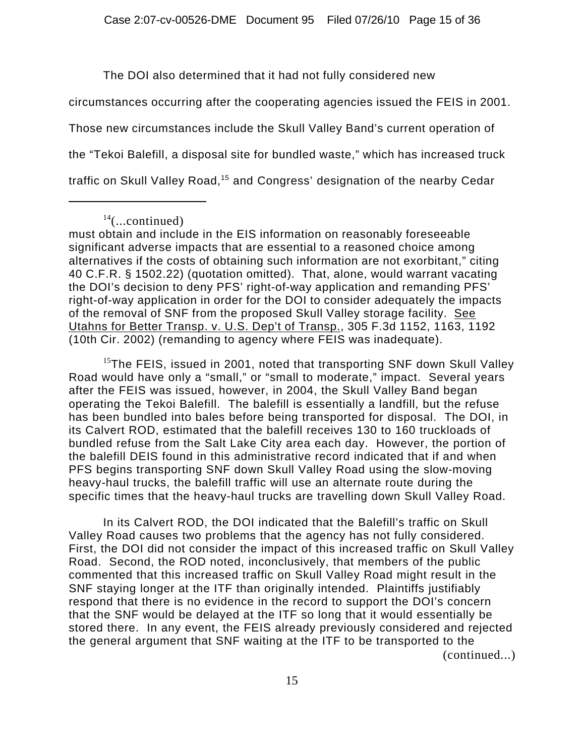The DOI also determined that it had not fully considered new circumstances occurring after the cooperating agencies issued the FEIS in 2001. Those new circumstances include the Skull Valley Band's current operation of the "Tekoi Balefill, a disposal site for bundled waste," which has increased truck traffic on Skull Valley Road,[15] and Congress' designation of the nearby Cedar

---

[14](...continued)
must obtain and include in the EIS information on reasonably foreseeable significant adverse impacts that are essential to a reasoned choice among alternatives if the costs of obtaining such information are not exorbitant," citing 40 C.F.R. § 1502.22) (quotation omitted). That, alone, would warrant vacating the DOI's decision to deny PFS' right-of-way application and remanding PFS' right-of-way application in order for the DOI to consider adequately the impacts of the removal of SNF from the proposed Skull Valley storage facility. See Utahns for Better Transp. v. U.S. Dep't of Transp., 305 F.3d 1152, 1163, 1192 (10th Cir. 2002) (remanding to agency where FEIS was inadequate).

[15]The FEIS, issued in 2001, noted that transporting SNF down Skull Valley Road would have only a "small," or "small to moderate," impact. Several years after the FEIS was issued, however, in 2004, the Skull Valley Band began operating the Tekoi Balefill. The balefill is essentially a landfill, but the refuse has been bundled into bales before being transported for disposal. The DOI, in its Calvert ROD, estimated that the balefill receives 130 to 160 truckloads of bundled refuse from the Salt Lake City area each day. However, the portion of the balefill DEIS found in this administrative record indicated that if and when PFS begins transporting SNF down Skull Valley Road using the slow-moving heavy-haul trucks, the balefill traffic will use an alternate route during the specific times that the heavy-haul trucks are travelling down Skull Valley Road.

In its Calvert ROD, the DOI indicated that the Balefill's traffic on Skull Valley Road causes two problems that the agency has not fully considered. First, the DOI did not consider the impact of this increased traffic on Skull Valley Road. Second, the ROD noted, inconclusively, that members of the public commented that this increased traffic on Skull Valley Road might result in the SNF staying longer at the ITF than originally intended. Plaintiffs justifiably respond that there is no evidence in the record to support the DOI's concern that the SNF would be delayed at the ITF so long that it would essentially be stored there. In any event, the FEIS already previously considered and rejected the general argument that SNF waiting at the ITF to be transported to the (continued...)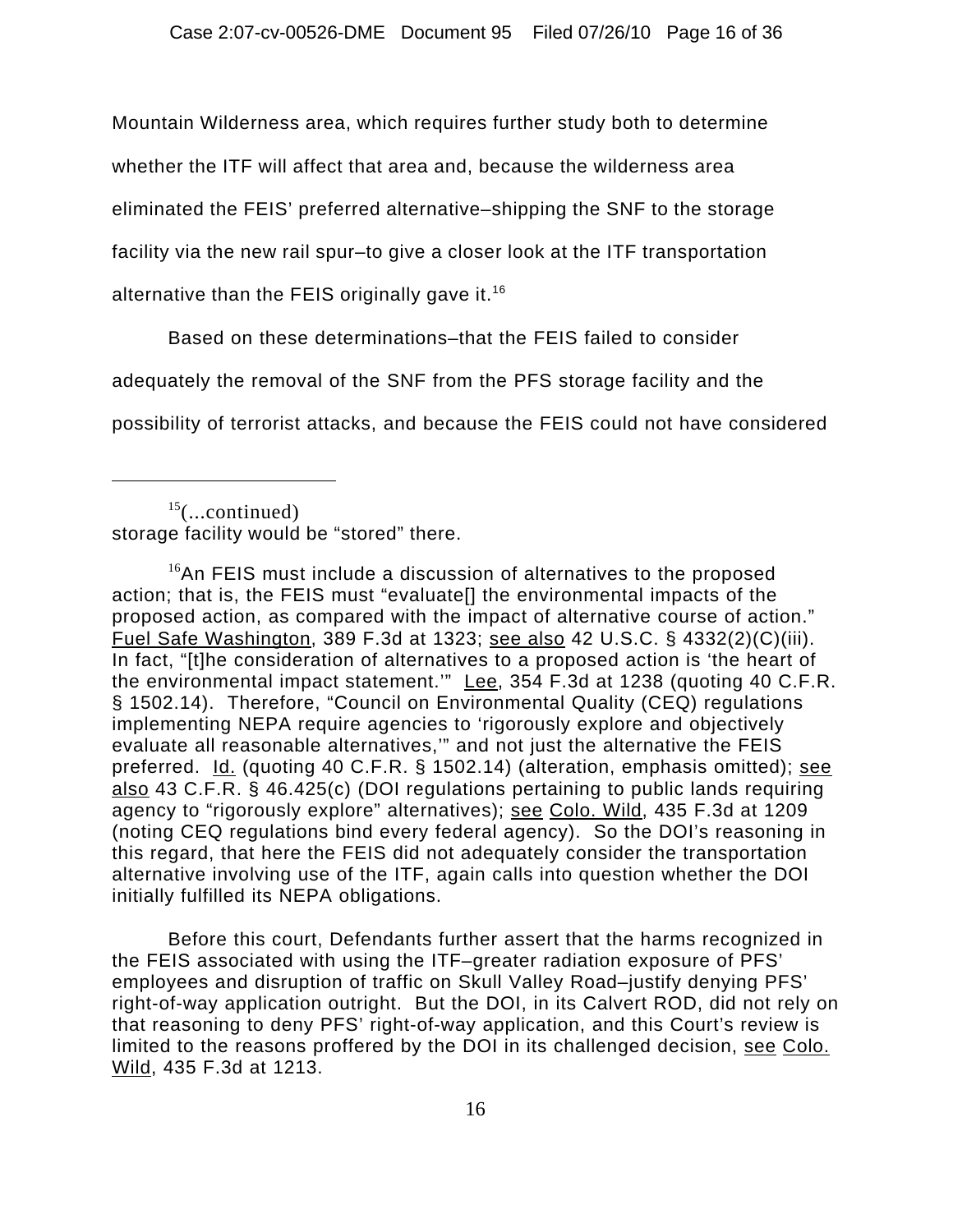Mountain Wilderness area, which requires further study both to determine whether the ITF will affect that area and, because the wilderness area eliminated the FEIS' preferred alternative–shipping the SNF to the storage facility via the new rail spur–to give a closer look at the ITF transportation alternative than the FEIS originally gave it.[16]

Based on these determinations–that the FEIS failed to consider adequately the removal of the SNF from the PFS storage facility and the possibility of terrorist attacks, and because the FEIS could not have considered

---

[15](...continued)
storage facility would be "stored" there.

[16]An FEIS must include a discussion of alternatives to the proposed action; that is, the FEIS must "evaluate[] the environmental impacts of the proposed action, as compared with the impact of alternative course of action." Fuel Safe Washington, 389 F.3d at 1323; see also 42 U.S.C. § 4332(2)(C)(iii). In fact, "[t]he consideration of alternatives to a proposed action is 'the heart of the environmental impact statement.'" Lee, 354 F.3d at 1238 (quoting 40 C.F.R. § 1502.14). Therefore, "Council on Environmental Quality (CEQ) regulations implementing NEPA require agencies to 'rigorously explore and objectively evaluate all reasonable alternatives,'" and not just the alternative the FEIS preferred. Id. (quoting 40 C.F.R. § 1502.14) (alteration, emphasis omitted); see also 43 C.F.R. § 46.425(c) (DOI regulations pertaining to public lands requiring agency to "rigorously explore" alternatives); see Colo. Wild, 435 F.3d at 1209 (noting CEQ regulations bind every federal agency). So the DOI's reasoning in this regard, that here the FEIS did not adequately consider the transportation alternative involving use of the ITF, again calls into question whether the DOI initially fulfilled its NEPA obligations.

Before this court, Defendants further assert that the harms recognized in the FEIS associated with using the ITF–greater radiation exposure of PFS' employees and disruption of traffic on Skull Valley Road–justify denying PFS' right-of-way application outright. But the DOI, in its Calvert ROD, did not rely on that reasoning to deny PFS' right-of-way application, and this Court's review is limited to the reasons proffered by the DOI in its challenged decision, see Colo. Wild, 435 F.3d at 1213.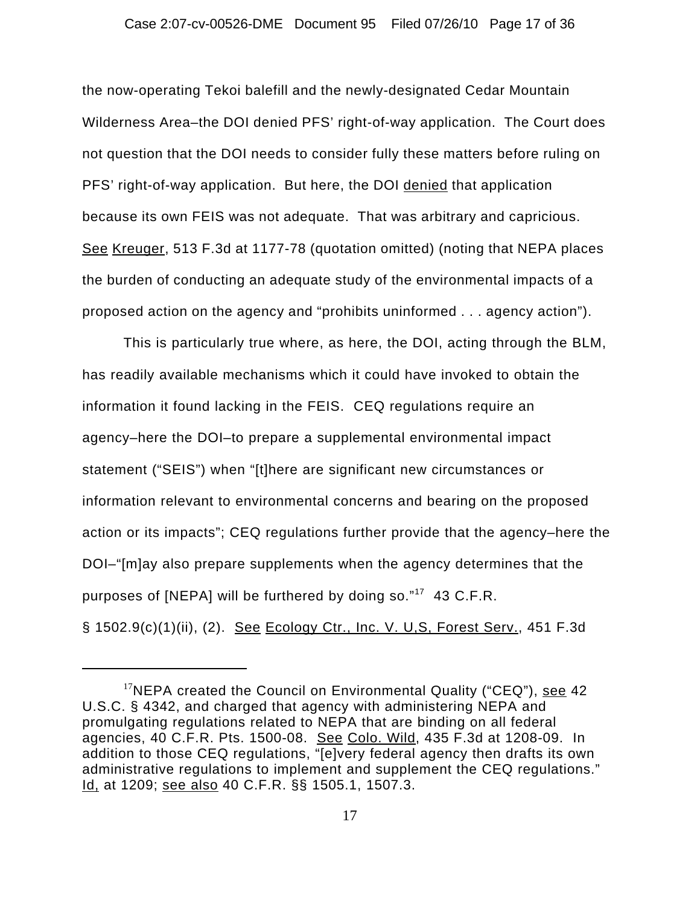the now-operating Tekoi balefill and the newly-designated Cedar Mountain Wilderness Area–the DOI denied PFS' right-of-way application. The Court does not question that the DOI needs to consider fully these matters before ruling on PFS' right-of-way application. But here, the DOI denied that application because its own FEIS was not adequate. That was arbitrary and capricious. See Kreuger, 513 F.3d at 1177-78 (quotation omitted) (noting that NEPA places the burden of conducting an adequate study of the environmental impacts of a proposed action on the agency and "prohibits uninformed . . . agency action").

This is particularly true where, as here, the DOI, acting through the BLM, has readily available mechanisms which it could have invoked to obtain the information it found lacking in the FEIS. CEQ regulations require an agency–here the DOI–to prepare a supplemental environmental impact statement ("SEIS") when "[t]here are significant new circumstances or information relevant to environmental concerns and bearing on the proposed action or its impacts"; CEQ regulations further provide that the agency–here the DOI–"[m]ay also prepare supplements when the agency determines that the purposes of [NEPA] will be furthered by doing so."[17] 43 C.F.R. § 1502.9(c)(1)(ii), (2). See Ecology Ctr., Inc. V. U,S, Forest Serv., 451 F.3d

[17]NEPA created the Council on Environmental Quality ("CEQ"), see 42 U.S.C. § 4342, and charged that agency with administering NEPA and promulgating regulations related to NEPA that are binding on all federal agencies, 40 C.F.R. Pts. 1500-08. See Colo. Wild, 435 F.3d at 1208-09. In addition to those CEQ regulations, "[e]very federal agency then drafts its own administrative regulations to implement and supplement the CEQ regulations." Id, at 1209; see also 40 C.F.R. §§ 1505.1, 1507.3.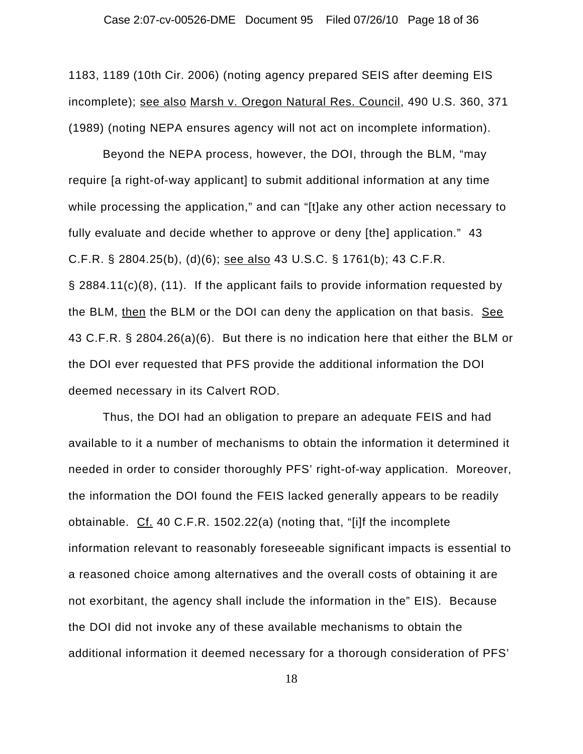1183, 1189 (10th Cir. 2006) (noting agency prepared SEIS after deeming EIS incomplete); see also Marsh v. Oregon Natural Res. Council, 490 U.S. 360, 371 (1989) (noting NEPA ensures agency will not act on incomplete information).

Beyond the NEPA process, however, the DOI, through the BLM, "may require [a right-of-way applicant] to submit additional information at any time while processing the application," and can "[t]ake any other action necessary to fully evaluate and decide whether to approve or deny [the] application." 43 C.F.R. § 2804.25(b), (d)(6); see also 43 U.S.C. § 1761(b); 43 C.F.R. § 2884.11(c)(8), (11). If the applicant fails to provide information requested by the BLM, then the BLM or the DOI can deny the application on that basis. See 43 C.F.R. § 2804.26(a)(6). But there is no indication here that either the BLM or the DOI ever requested that PFS provide the additional information the DOI deemed necessary in its Calvert ROD.

Thus, the DOI had an obligation to prepare an adequate FEIS and had available to it a number of mechanisms to obtain the information it determined it needed in order to consider thoroughly PFS' right-of-way application. Moreover, the information the DOI found the FEIS lacked generally appears to be readily obtainable. Cf. 40 C.F.R. 1502.22(a) (noting that, "[i]f the incomplete information relevant to reasonably foreseeable significant impacts is essential to a reasoned choice among alternatives and the overall costs of obtaining it are not exorbitant, the agency shall include the information in the" EIS). Because the DOI did not invoke any of these available mechanisms to obtain the additional information it deemed necessary for a thorough consideration of PFS'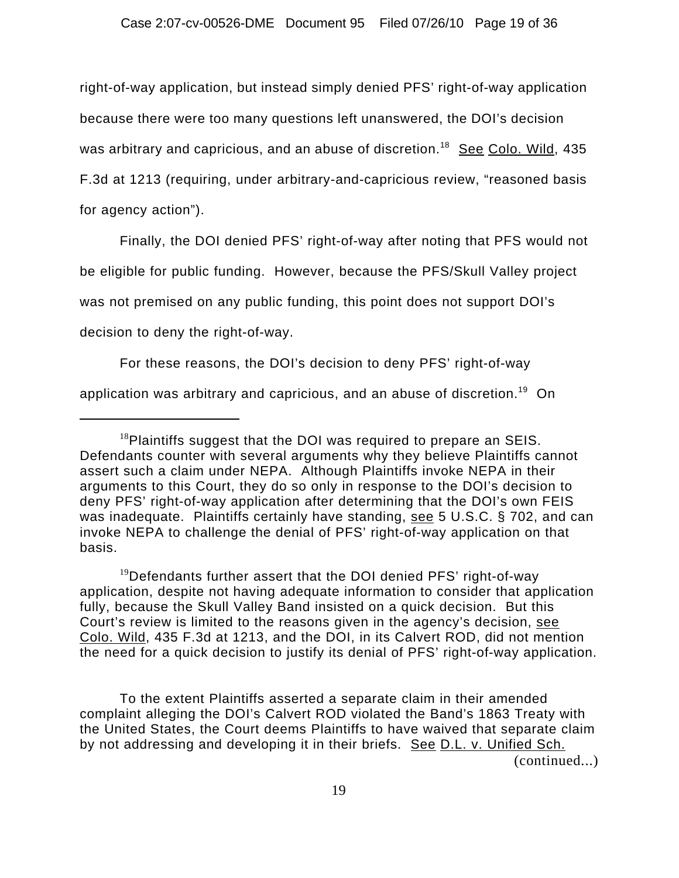right-of-way application, but instead simply denied PFS' right-of-way application because there were too many questions left unanswered, the DOI's decision was arbitrary and capricious, and an abuse of discretion.[18] See Colo. Wild, 435 F.3d at 1213 (requiring, under arbitrary-and-capricious review, "reasoned basis for agency action").

Finally, the DOI denied PFS' right-of-way after noting that PFS would not be eligible for public funding. However, because the PFS/Skull Valley project was not premised on any public funding, this point does not support DOI's decision to deny the right-of-way.

For these reasons, the DOI's decision to deny PFS' right-of-way application was arbitrary and capricious, and an abuse of discretion.[19] On

---

[18] Plaintiffs suggest that the DOI was required to prepare an SEIS. Defendants counter with several arguments why they believe Plaintiffs cannot assert such a claim under NEPA. Although Plaintiffs invoke NEPA in their arguments to this Court, they do so only in response to the DOI's decision to deny PFS' right-of-way application after determining that the DOI's own FEIS was inadequate. Plaintiffs certainly have standing, see 5 U.S.C. § 702, and can invoke NEPA to challenge the denial of PFS' right-of-way application on that basis.

[19] Defendants further assert that the DOI denied PFS' right-of-way application, despite not having adequate information to consider that application fully, because the Skull Valley Band insisted on a quick decision. But this Court's review is limited to the reasons given in the agency's decision, see Colo. Wild, 435 F.3d at 1213, and the DOI, in its Calvert ROD, did not mention the need for a quick decision to justify its denial of PFS' right-of-way application.

To the extent Plaintiffs asserted a separate claim in their amended complaint alleging the DOI's Calvert ROD violated the Band's 1863 Treaty with the United States, the Court deems Plaintiffs to have waived that separate claim by not addressing and developing it in their briefs. See D.L. v. Unified Sch.

(continued...)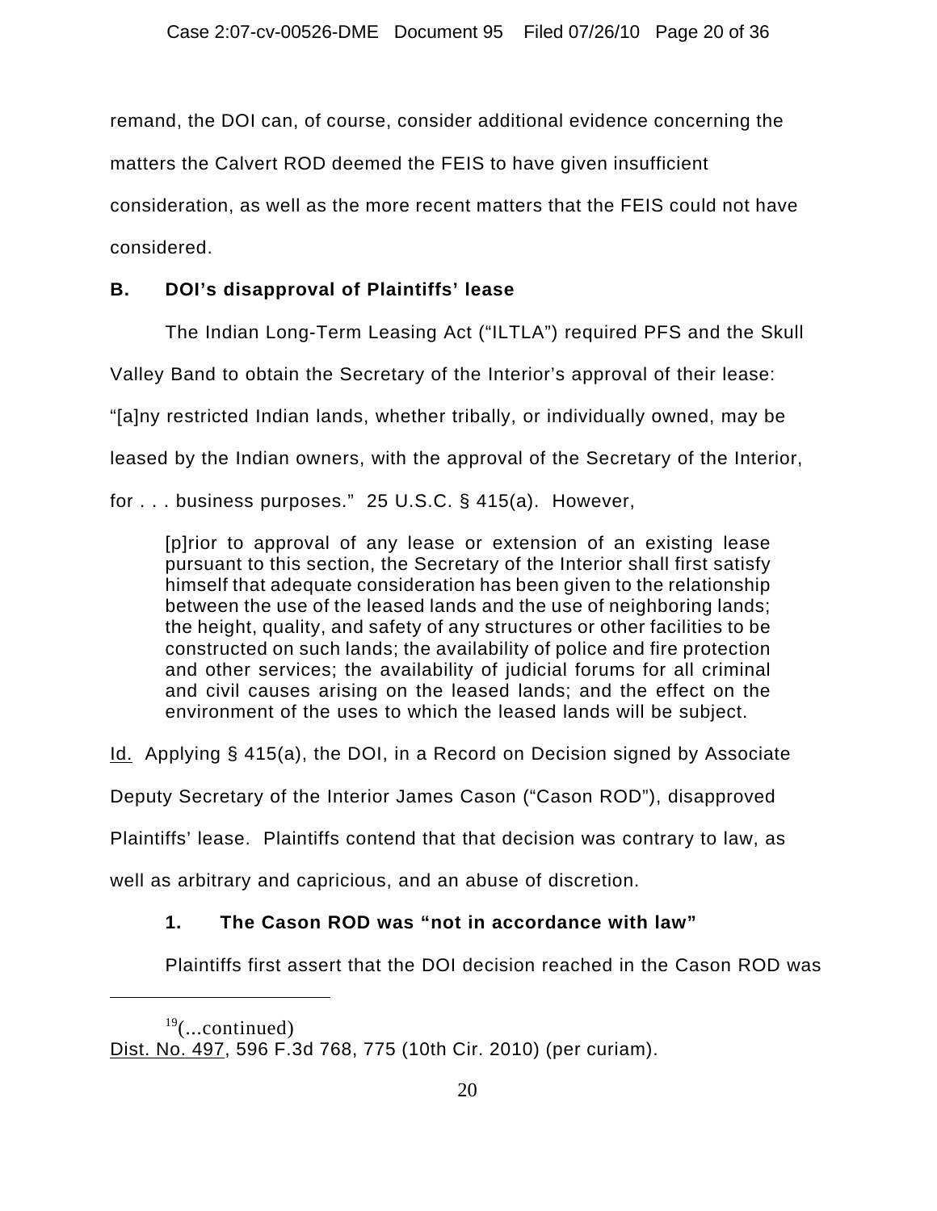remand, the DOI can, of course, consider additional evidence concerning the matters the Calvert ROD deemed the FEIS to have given insufficient consideration, as well as the more recent matters that the FEIS could not have considered.

**B. DOI's disapproval of Plaintiffs' lease**

The Indian Long-Term Leasing Act ("ILTLA") required PFS and the Skull Valley Band to obtain the Secretary of the Interior's approval of their lease: "[a]ny restricted Indian lands, whether tribally, or individually owned, may be leased by the Indian owners, with the approval of the Secretary of the Interior, for . . . business purposes." 25 U.S.C. § 415(a). However,

> [p]rior to approval of any lease or extension of an existing lease pursuant to this section, the Secretary of the Interior shall first satisfy himself that adequate consideration has been given to the relationship between the use of the leased lands and the use of neighboring lands; the height, quality, and safety of any structures or other facilities to be constructed on such lands; the availability of police and fire protection and other services; the availability of judicial forums for all criminal and civil causes arising on the leased lands; and the effect on the environment of the uses to which the leased lands will be subject.

Id. Applying § 415(a), the DOI, in a Record on Decision signed by Associate Deputy Secretary of the Interior James Cason ("Cason ROD"), disapproved Plaintiffs' lease. Plaintiffs contend that that decision was contrary to law, as well as arbitrary and capricious, and an abuse of discretion.

**1. The Cason ROD was "not in accordance with law"**

Plaintiffs first assert that the DOI decision reached in the Cason ROD was

---

[19](...continued) Dist. No. 497, 596 F.3d 768, 775 (10th Cir. 2010) (per curiam).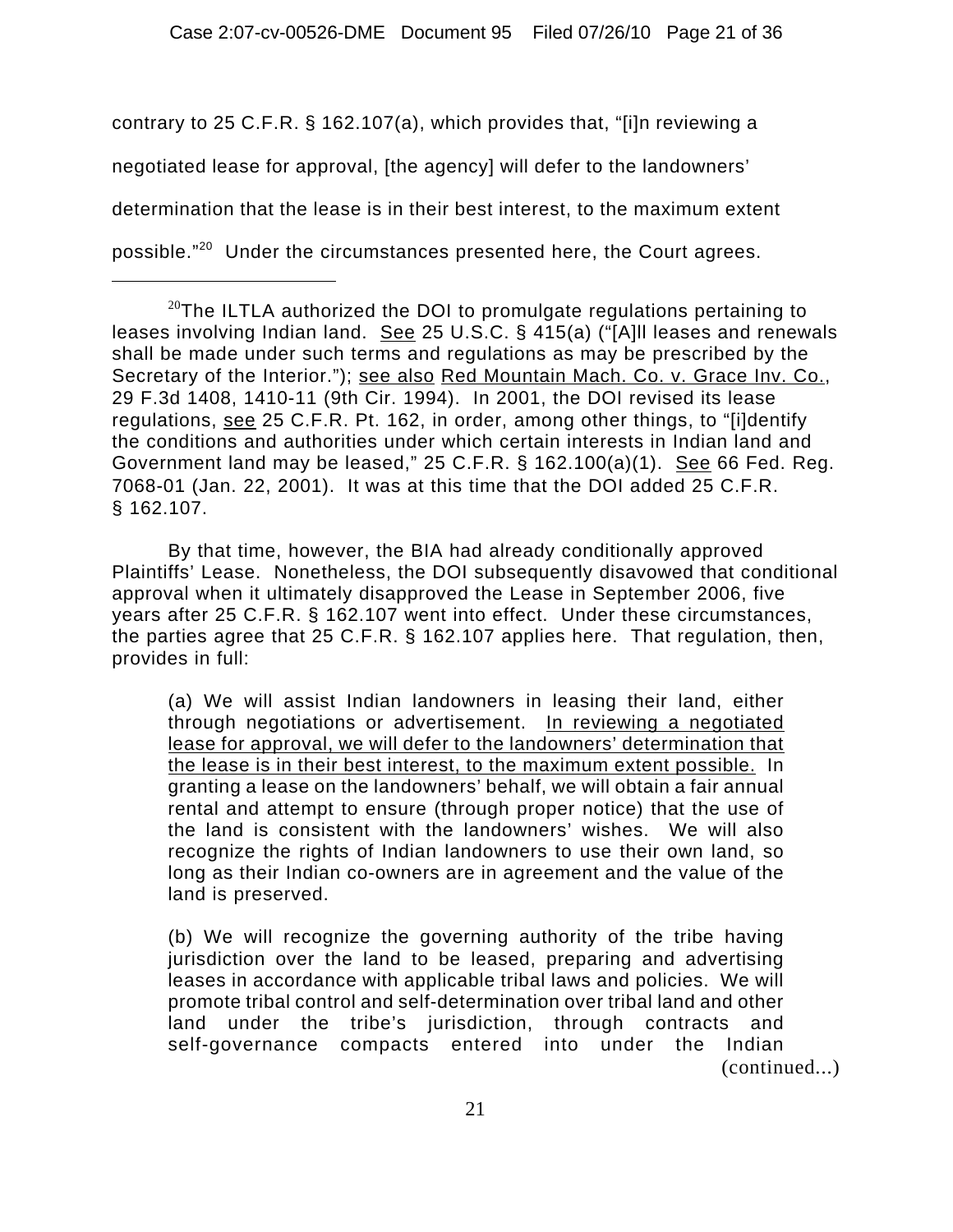contrary to 25 C.F.R. § 162.107(a), which provides that, "[i]n reviewing a negotiated lease for approval, [the agency] will defer to the landowners' determination that the lease is in their best interest, to the maximum extent possible."[20] Under the circumstances presented here, the Court agrees.

---

[20]The ILTLA authorized the DOI to promulgate regulations pertaining to leases involving Indian land. See 25 U.S.C. § 415(a) ("[A]ll leases and renewals shall be made under such terms and regulations as may be prescribed by the Secretary of the Interior."); see also Red Mountain Mach. Co. v. Grace Inv. Co., 29 F.3d 1408, 1410-11 (9th Cir. 1994). In 2001, the DOI revised its lease regulations, see 25 C.F.R. Pt. 162, in order, among other things, to "[i]dentify the conditions and authorities under which certain interests in Indian land and Government land may be leased," 25 C.F.R. § 162.100(a)(1). See 66 Fed. Reg. 7068-01 (Jan. 22, 2001). It was at this time that the DOI added 25 C.F.R. § 162.107.

By that time, however, the BIA had already conditionally approved Plaintiffs' Lease. Nonetheless, the DOI subsequently disavowed that conditional approval when it ultimately disapproved the Lease in September 2006, five years after 25 C.F.R. § 162.107 went into effect. Under these circumstances, the parties agree that 25 C.F.R. § 162.107 applies here. That regulation, then, provides in full:

> (a) We will assist Indian landowners in leasing their land, either through negotiations or advertisement. <u>In reviewing a negotiated lease for approval, we will defer to the landowners' determination that the lease is in their best interest, to the maximum extent possible.</u> In granting a lease on the landowners' behalf, we will obtain a fair annual rental and attempt to ensure (through proper notice) that the use of the land is consistent with the landowners' wishes. We will also recognize the rights of Indian landowners to use their own land, so long as their Indian co-owners are in agreement and the value of the land is preserved.
>
> (b) We will recognize the governing authority of the tribe having jurisdiction over the land to be leased, preparing and advertising leases in accordance with applicable tribal laws and policies. We will promote tribal control and self-determination over tribal land and other land under the tribe's jurisdiction, through contracts and self-governance compacts entered into under the Indian

(continued...)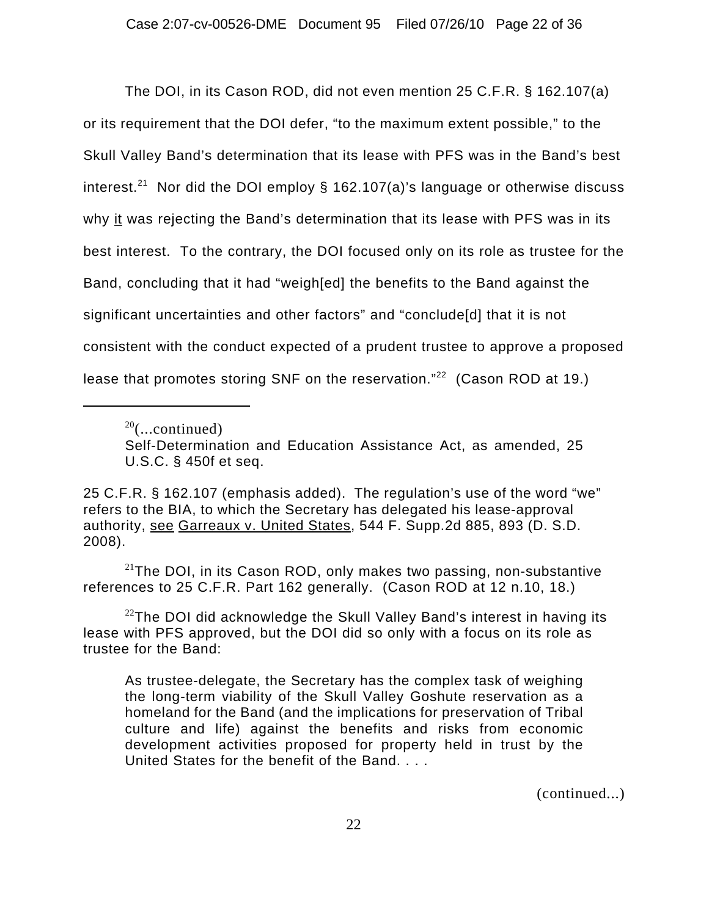The DOI, in its Cason ROD, did not even mention 25 C.F.R. § 162.107(a) or its requirement that the DOI defer, "to the maximum extent possible," to the Skull Valley Band's determination that its lease with PFS was in the Band's best interest.[21] Nor did the DOI employ § 162.107(a)'s language or otherwise discuss why it was rejecting the Band's determination that its lease with PFS was in its best interest. To the contrary, the DOI focused only on its role as trustee for the Band, concluding that it had "weigh[ed] the benefits to the Band against the significant uncertainties and other factors" and "conclude[d] that it is not consistent with the conduct expected of a prudent trustee to approve a proposed lease that promotes storing SNF on the reservation."[22] (Cason ROD at 19.)

---

[20](...continued)
Self-Determination and Education Assistance Act, as amended, 25 U.S.C. § 450f et seq.

25 C.F.R. § 162.107 (emphasis added). The regulation's use of the word "we" refers to the BIA, to which the Secretary has delegated his lease-approval authority, see Garreaux v. United States, 544 F. Supp.2d 885, 893 (D. S.D. 2008).

[21]The DOI, in its Cason ROD, only makes two passing, non-substantive references to 25 C.F.R. Part 162 generally. (Cason ROD at 12 n.10, 18.)

[22]The DOI did acknowledge the Skull Valley Band's interest in having its lease with PFS approved, but the DOI did so only with a focus on its role as trustee for the Band:

> As trustee-delegate, the Secretary has the complex task of weighing the long-term viability of the Skull Valley Goshute reservation as a homeland for the Band (and the implications for preservation of Tribal culture and life) against the benefits and risks from economic development activities proposed for property held in trust by the United States for the benefit of the Band. . . .

(continued...)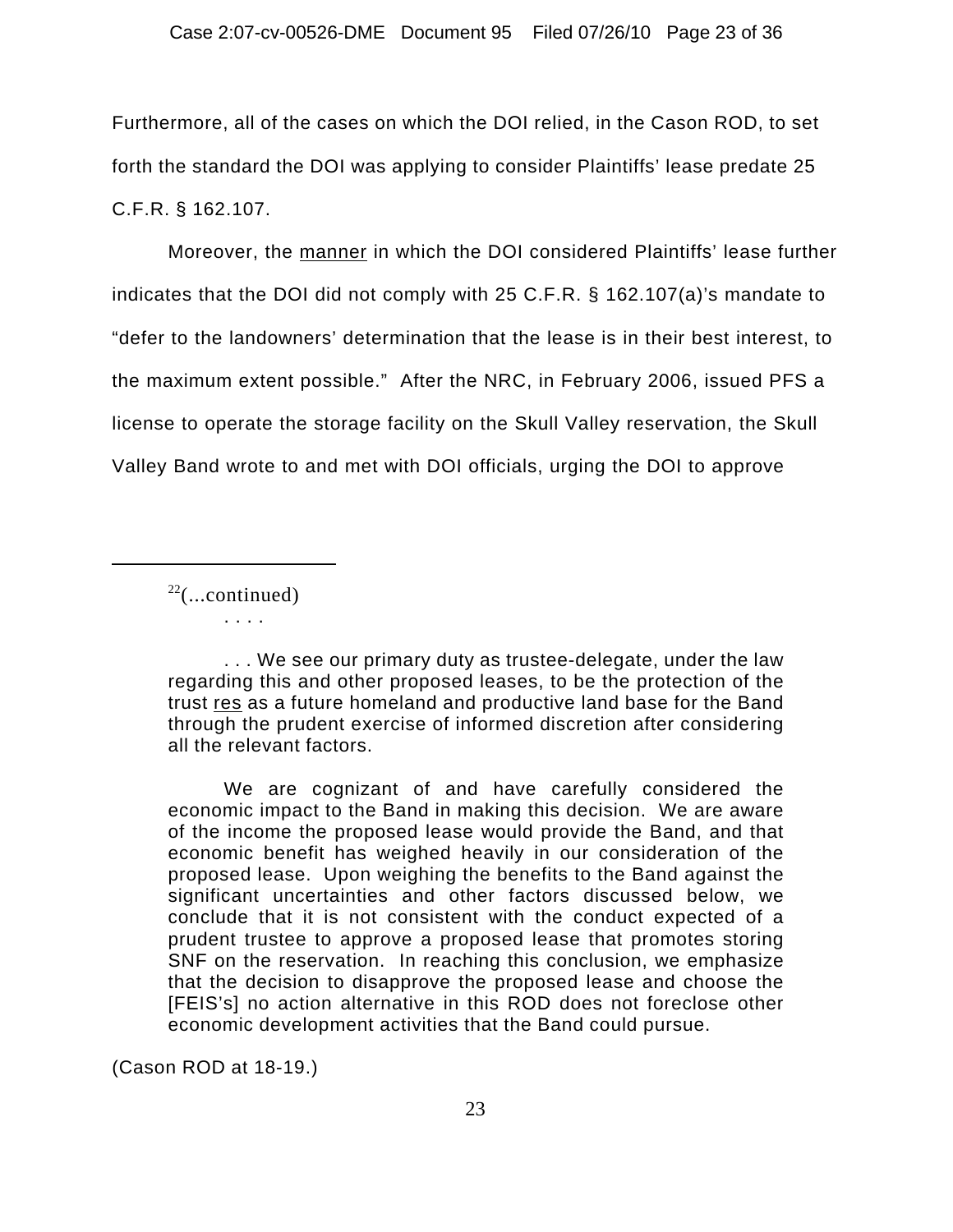Furthermore, all of the cases on which the DOI relied, in the Cason ROD, to set forth the standard the DOI was applying to consider Plaintiffs' lease predate 25 C.F.R. § 162.107.

Moreover, the manner in which the DOI considered Plaintiffs' lease further indicates that the DOI did not comply with 25 C.F.R. § 162.107(a)'s mandate to "defer to the landowners' determination that the lease is in their best interest, to the maximum extent possible." After the NRC, in February 2006, issued PFS a license to operate the storage facility on the Skull Valley reservation, the Skull Valley Band wrote to and met with DOI officials, urging the DOI to approve

---

[22](...continued)

. . . .

> . . . We see our primary duty as trustee-delegate, under the law regarding this and other proposed leases, to be the protection of the trust res as a future homeland and productive land base for the Band through the prudent exercise of informed discretion after considering all the relevant factors.
>
> We are cognizant of and have carefully considered the economic impact to the Band in making this decision. We are aware of the income the proposed lease would provide the Band, and that economic benefit has weighed heavily in our consideration of the proposed lease. Upon weighing the benefits to the Band against the significant uncertainties and other factors discussed below, we conclude that it is not consistent with the conduct expected of a prudent trustee to approve a proposed lease that promotes storing SNF on the reservation. In reaching this conclusion, we emphasize that the decision to disapprove the proposed lease and choose the [FEIS's] no action alternative in this ROD does not foreclose other economic development activities that the Band could pursue.

(Cason ROD at 18-19.)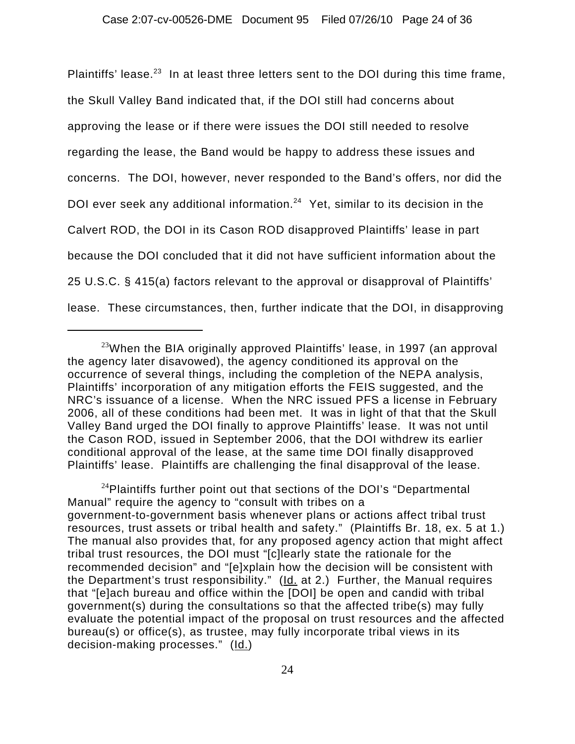Plaintiffs' lease.[23] In at least three letters sent to the DOI during this time frame, the Skull Valley Band indicated that, if the DOI still had concerns about approving the lease or if there were issues the DOI still needed to resolve regarding the lease, the Band would be happy to address these issues and concerns. The DOI, however, never responded to the Band's offers, nor did the DOI ever seek any additional information.[24] Yet, similar to its decision in the Calvert ROD, the DOI in its Cason ROD disapproved Plaintiffs' lease in part because the DOI concluded that it did not have sufficient information about the 25 U.S.C. § 415(a) factors relevant to the approval or disapproval of Plaintiffs' lease. These circumstances, then, further indicate that the DOI, in disapproving

---

[23]When the BIA originally approved Plaintiffs' lease, in 1997 (an approval the agency later disavowed), the agency conditioned its approval on the occurrence of several things, including the completion of the NEPA analysis, Plaintiffs' incorporation of any mitigation efforts the FEIS suggested, and the NRC's issuance of a license. When the NRC issued PFS a license in February 2006, all of these conditions had been met. It was in light of that that the Skull Valley Band urged the DOI finally to approve Plaintiffs' lease. It was not until the Cason ROD, issued in September 2006, that the DOI withdrew its earlier conditional approval of the lease, at the same time DOI finally disapproved Plaintiffs' lease. Plaintiffs are challenging the final disapproval of the lease.

[24]Plaintiffs further point out that sections of the DOI's "Departmental Manual" require the agency to "consult with tribes on a government-to-government basis whenever plans or actions affect tribal trust resources, trust assets or tribal health and safety." (Plaintiffs Br. 18, ex. 5 at 1.) The manual also provides that, for any proposed agency action that might affect tribal trust resources, the DOI must "[c]learly state the rationale for the recommended decision" and "[e]xplain how the decision will be consistent with the Department's trust responsibility." (Id. at 2.) Further, the Manual requires that "[e]ach bureau and office within the [DOI] be open and candid with tribal government(s) during the consultations so that the affected tribe(s) may fully evaluate the potential impact of the proposal on trust resources and the affected bureau(s) or office(s), as trustee, may fully incorporate tribal views in its decision-making processes." (Id.)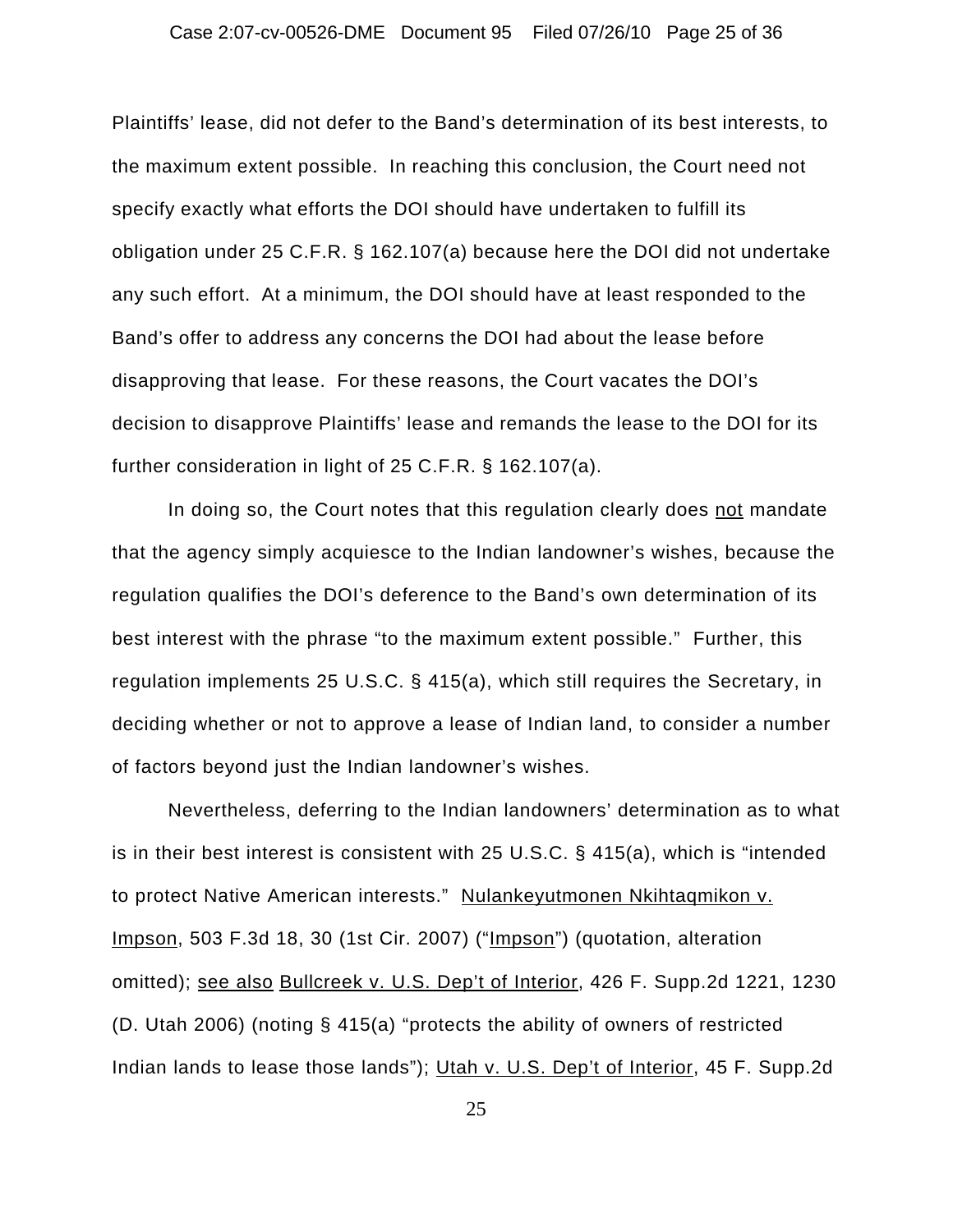Plaintiffs' lease, did not defer to the Band's determination of its best interests, to the maximum extent possible. In reaching this conclusion, the Court need not specify exactly what efforts the DOI should have undertaken to fulfill its obligation under 25 C.F.R. § 162.107(a) because here the DOI did not undertake any such effort. At a minimum, the DOI should have at least responded to the Band's offer to address any concerns the DOI had about the lease before disapproving that lease. For these reasons, the Court vacates the DOI's decision to disapprove Plaintiffs' lease and remands the lease to the DOI for its further consideration in light of 25 C.F.R. § 162.107(a).

In doing so, the Court notes that this regulation clearly does not mandate that the agency simply acquiesce to the Indian landowner's wishes, because the regulation qualifies the DOI's deference to the Band's own determination of its best interest with the phrase "to the maximum extent possible." Further, this regulation implements 25 U.S.C. § 415(a), which still requires the Secretary, in deciding whether or not to approve a lease of Indian land, to consider a number of factors beyond just the Indian landowner's wishes.

Nevertheless, deferring to the Indian landowners' determination as to what is in their best interest is consistent with 25 U.S.C. § 415(a), which is "intended to protect Native American interests." Nulankeyutmonen Nkihtaqmikon v. Impson, 503 F.3d 18, 30 (1st Cir. 2007) ("Impson") (quotation, alteration omitted); see also Bullcreek v. U.S. Dep't of Interior, 426 F. Supp.2d 1221, 1230 (D. Utah 2006) (noting § 415(a) "protects the ability of owners of restricted Indian lands to lease those lands"); Utah v. U.S. Dep't of Interior, 45 F. Supp.2d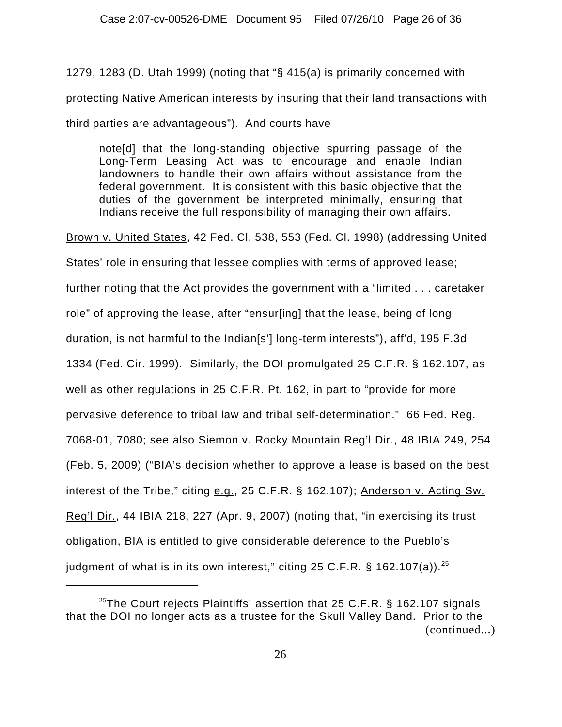1279, 1283 (D. Utah 1999) (noting that "§ 415(a) is primarily concerned with protecting Native American interests by insuring that their land transactions with third parties are advantageous"). And courts have

> note[d] that the long-standing objective spurring passage of the Long-Term Leasing Act was to encourage and enable Indian landowners to handle their own affairs without assistance from the federal government. It is consistent with this basic objective that the duties of the government be interpreted minimally, ensuring that Indians receive the full responsibility of managing their own affairs.

Brown v. United States, 42 Fed. Cl. 538, 553 (Fed. Cl. 1998) (addressing United States' role in ensuring that lessee complies with terms of approved lease; further noting that the Act provides the government with a "limited . . . caretaker role" of approving the lease, after "ensur[ing] that the lease, being of long duration, is not harmful to the Indian[s'] long-term interests"), aff'd, 195 F.3d 1334 (Fed. Cir. 1999). Similarly, the DOI promulgated 25 C.F.R. § 162.107, as well as other regulations in 25 C.F.R. Pt. 162, in part to "provide for more pervasive deference to tribal law and tribal self-determination." 66 Fed. Reg. 7068-01, 7080; see also Siemon v. Rocky Mountain Reg'l Dir., 48 IBIA 249, 254 (Feb. 5, 2009) ("BIA's decision whether to approve a lease is based on the best interest of the Tribe," citing e.g., 25 C.F.R. § 162.107); Anderson v. Acting Sw. Reg'l Dir., 44 IBIA 218, 227 (Apr. 9, 2007) (noting that, "in exercising its trust obligation, BIA is entitled to give considerable deference to the Pueblo's judgment of what is in its own interest," citing 25 C.F.R. § 162.107(a)).[25]

---

[25] The Court rejects Plaintiffs' assertion that 25 C.F.R. § 162.107 signals that the DOI no longer acts as a trustee for the Skull Valley Band. Prior to the (continued...)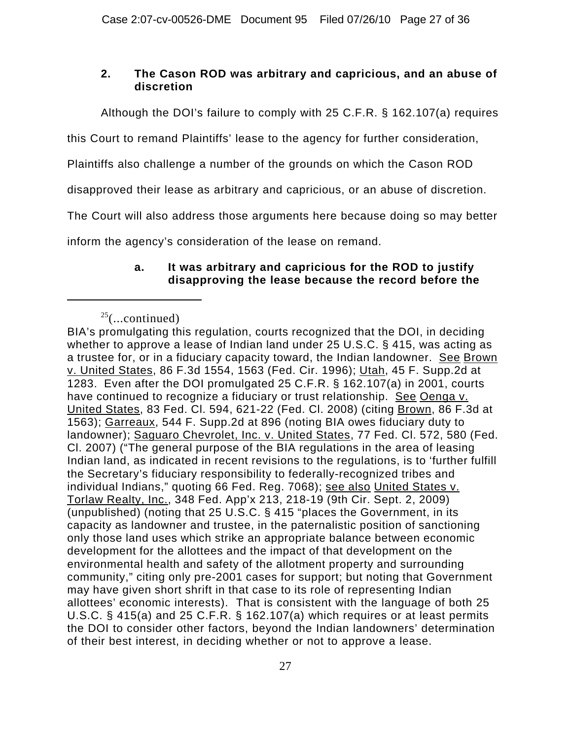### 2. The Cason ROD was arbitrary and capricious, and an abuse of discretion

Although the DOI's failure to comply with 25 C.F.R. § 162.107(a) requires this Court to remand Plaintiffs' lease to the agency for further consideration, Plaintiffs also challenge a number of the grounds on which the Cason ROD disapproved their lease as arbitrary and capricious, or an abuse of discretion. The Court will also address those arguments here because doing so may better inform the agency's consideration of the lease on remand.

#### a. It was arbitrary and capricious for the ROD to justify disapproving the lease because the record before the

---

[25](...continued)

BIA's promulgating this regulation, courts recognized that the DOI, in deciding whether to approve a lease of Indian land under 25 U.S.C. § 415, was acting as a trustee for, or in a fiduciary capacity toward, the Indian landowner. See Brown v. United States, 86 F.3d 1554, 1563 (Fed. Cir. 1996); Utah, 45 F. Supp.2d at 1283. Even after the DOI promulgated 25 C.F.R. § 162.107(a) in 2001, courts have continued to recognize a fiduciary or trust relationship. See Oenga v. United States, 83 Fed. Cl. 594, 621-22 (Fed. Cl. 2008) (citing Brown, 86 F.3d at 1563); Garreaux, 544 F. Supp.2d at 896 (noting BIA owes fiduciary duty to landowner); Saguaro Chevrolet, Inc. v. United States, 77 Fed. Cl. 572, 580 (Fed. Cl. 2007) ("The general purpose of the BIA regulations in the area of leasing Indian land, as indicated in recent revisions to the regulations, is to 'further fulfill the Secretary's fiduciary responsibility to federally-recognized tribes and individual Indians," quoting 66 Fed. Reg. 7068); see also United States v. Torlaw Realty, Inc., 348 Fed. App'x 213, 218-19 (9th Cir. Sept. 2, 2009) (unpublished) (noting that 25 U.S.C. § 415 "places the Government, in its capacity as landowner and trustee, in the paternalistic position of sanctioning only those land uses which strike an appropriate balance between economic development for the allottees and the impact of that development on the environmental health and safety of the allotment property and surrounding community," citing only pre-2001 cases for support; but noting that Government may have given short shrift in that case to its role of representing Indian allottees' economic interests). That is consistent with the language of both 25 U.S.C. § 415(a) and 25 C.F.R. § 162.107(a) which requires or at least permits the DOI to consider other factors, beyond the Indian landowners' determination of their best interest, in deciding whether or not to approve a lease.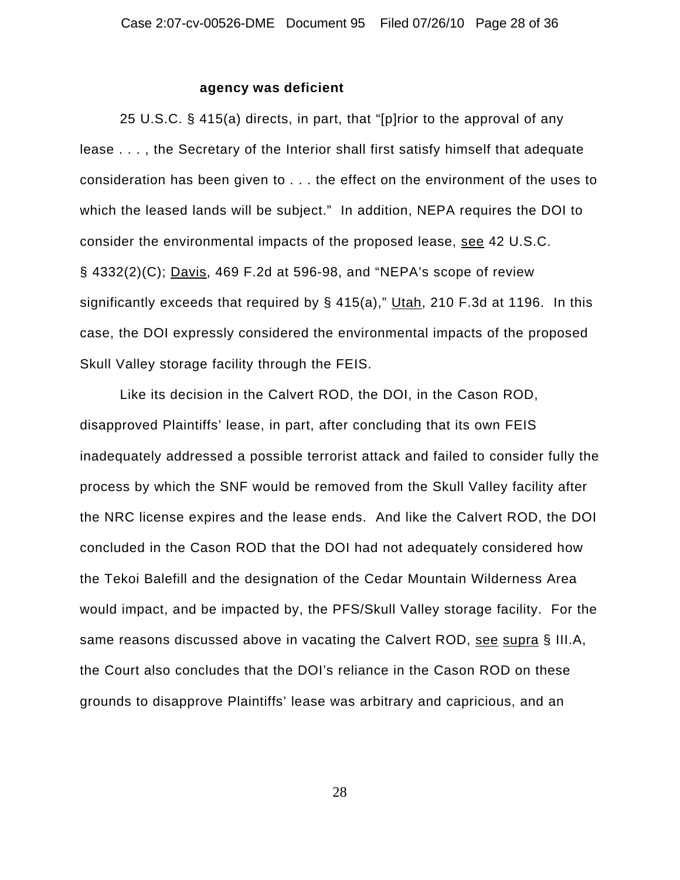**agency was deficient**

25 U.S.C. § 415(a) directs, in part, that "[p]rior to the approval of any lease . . . , the Secretary of the Interior shall first satisfy himself that adequate consideration has been given to . . . the effect on the environment of the uses to which the leased lands will be subject." In addition, NEPA requires the DOI to consider the environmental impacts of the proposed lease, see 42 U.S.C. § 4332(2)(C); Davis, 469 F.2d at 596-98, and "NEPA's scope of review significantly exceeds that required by § 415(a)," Utah, 210 F.3d at 1196. In this case, the DOI expressly considered the environmental impacts of the proposed Skull Valley storage facility through the FEIS.

Like its decision in the Calvert ROD, the DOI, in the Cason ROD, disapproved Plaintiffs' lease, in part, after concluding that its own FEIS inadequately addressed a possible terrorist attack and failed to consider fully the process by which the SNF would be removed from the Skull Valley facility after the NRC license expires and the lease ends. And like the Calvert ROD, the DOI concluded in the Cason ROD that the DOI had not adequately considered how the Tekoi Balefill and the designation of the Cedar Mountain Wilderness Area would impact, and be impacted by, the PFS/Skull Valley storage facility. For the same reasons discussed above in vacating the Calvert ROD, see supra § III.A, the Court also concludes that the DOI's reliance in the Cason ROD on these grounds to disapprove Plaintiffs' lease was arbitrary and capricious, and an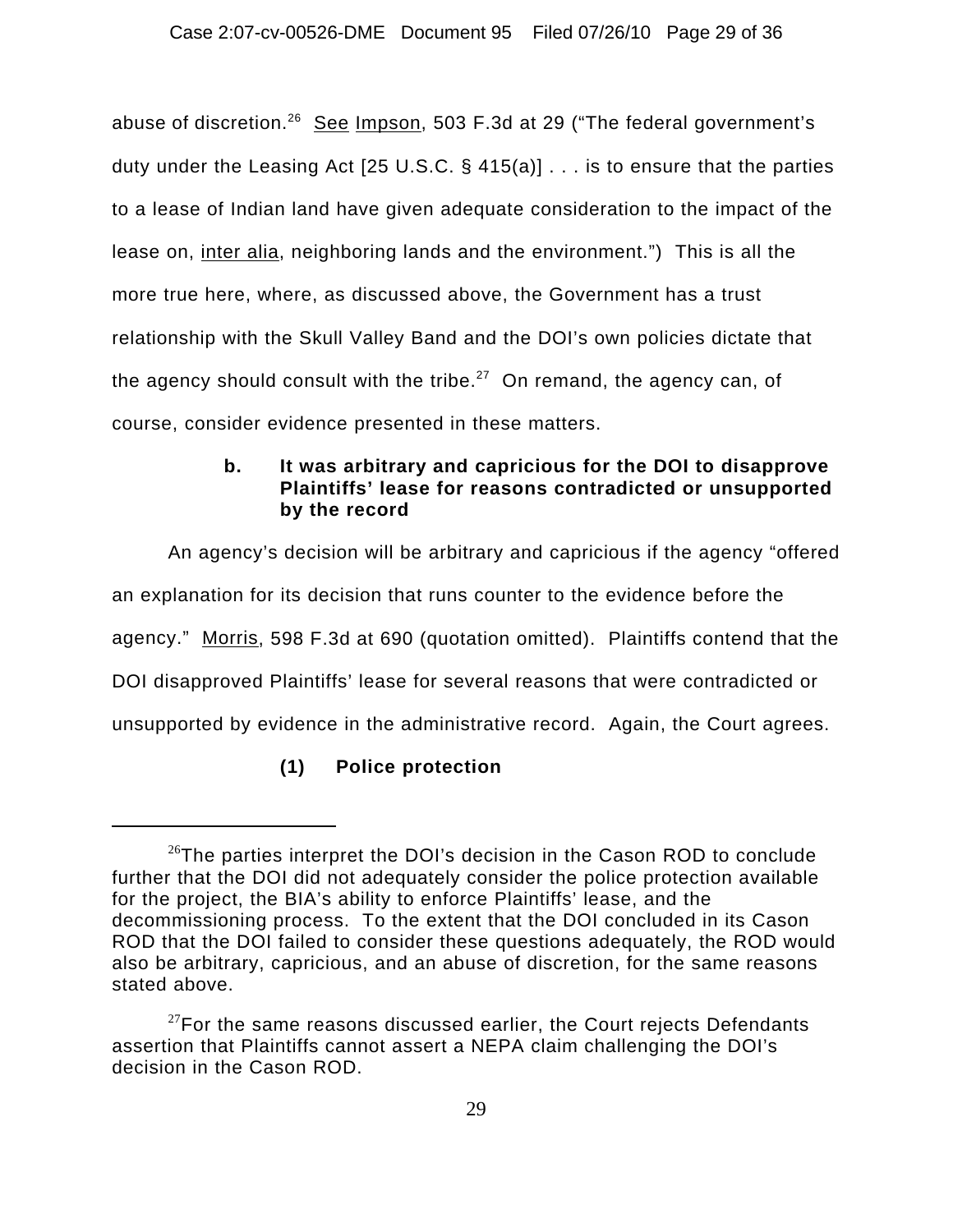abuse of discretion.[26] See Impson, 503 F.3d at 29 ("The federal government's duty under the Leasing Act [25 U.S.C. § 415(a)] . . . is to ensure that the parties to a lease of Indian land have given adequate consideration to the impact of the lease on, inter alia, neighboring lands and the environment.") This is all the more true here, where, as discussed above, the Government has a trust relationship with the Skull Valley Band and the DOI's own policies dictate that the agency should consult with the tribe.[27] On remand, the agency can, of course, consider evidence presented in these matters.

**b. It was arbitrary and capricious for the DOI to disapprove Plaintiffs' lease for reasons contradicted or unsupported by the record**

An agency's decision will be arbitrary and capricious if the agency "offered an explanation for its decision that runs counter to the evidence before the agency." Morris, 598 F.3d at 690 (quotation omitted). Plaintiffs contend that the DOI disapproved Plaintiffs' lease for several reasons that were contradicted or unsupported by evidence in the administrative record. Again, the Court agrees.

**(1) Police protection**

---

[26]The parties interpret the DOI's decision in the Cason ROD to conclude further that the DOI did not adequately consider the police protection available for the project, the BIA's ability to enforce Plaintiffs' lease, and the decommissioning process. To the extent that the DOI concluded in its Cason ROD that the DOI failed to consider these questions adequately, the ROD would also be arbitrary, capricious, and an abuse of discretion, for the same reasons stated above.

[27]For the same reasons discussed earlier, the Court rejects Defendants assertion that Plaintiffs cannot assert a NEPA claim challenging the DOI's decision in the Cason ROD.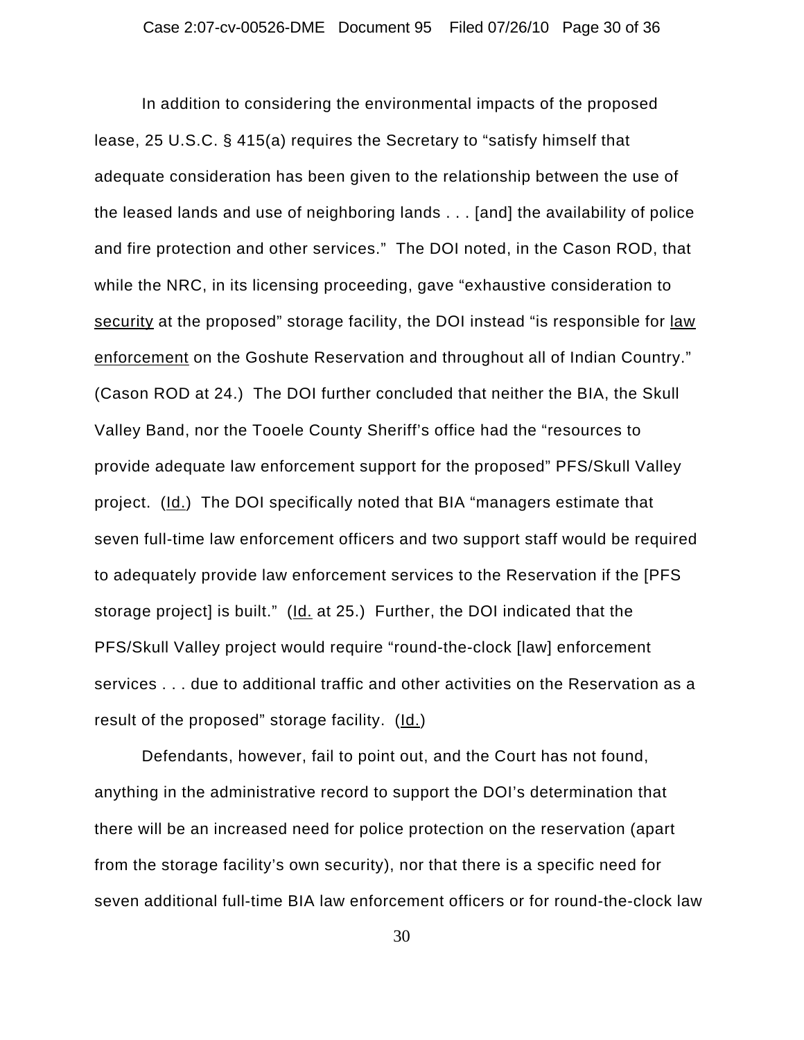In addition to considering the environmental impacts of the proposed lease, 25 U.S.C. § 415(a) requires the Secretary to "satisfy himself that adequate consideration has been given to the relationship between the use of the leased lands and use of neighboring lands . . . [and] the availability of police and fire protection and other services." The DOI noted, in the Cason ROD, that while the NRC, in its licensing proceeding, gave "exhaustive consideration to <u>security</u> at the proposed" storage facility, the DOI instead "is responsible for <u>law enforcement</u> on the Goshute Reservation and throughout all of Indian Country." (Cason ROD at 24.) The DOI further concluded that neither the BIA, the Skull Valley Band, nor the Tooele County Sheriff's office had the "resources to provide adequate law enforcement support for the proposed" PFS/Skull Valley project. (<u>Id.</u>) The DOI specifically noted that BIA "managers estimate that seven full-time law enforcement officers and two support staff would be required to adequately provide law enforcement services to the Reservation if the [PFS storage project] is built." (<u>Id.</u> at 25.) Further, the DOI indicated that the PFS/Skull Valley project would require "round-the-clock [law] enforcement services . . . due to additional traffic and other activities on the Reservation as a result of the proposed" storage facility. (<u>Id.</u>)

Defendants, however, fail to point out, and the Court has not found, anything in the administrative record to support the DOI's determination that there will be an increased need for police protection on the reservation (apart from the storage facility's own security), nor that there is a specific need for seven additional full-time BIA law enforcement officers or for round-the-clock law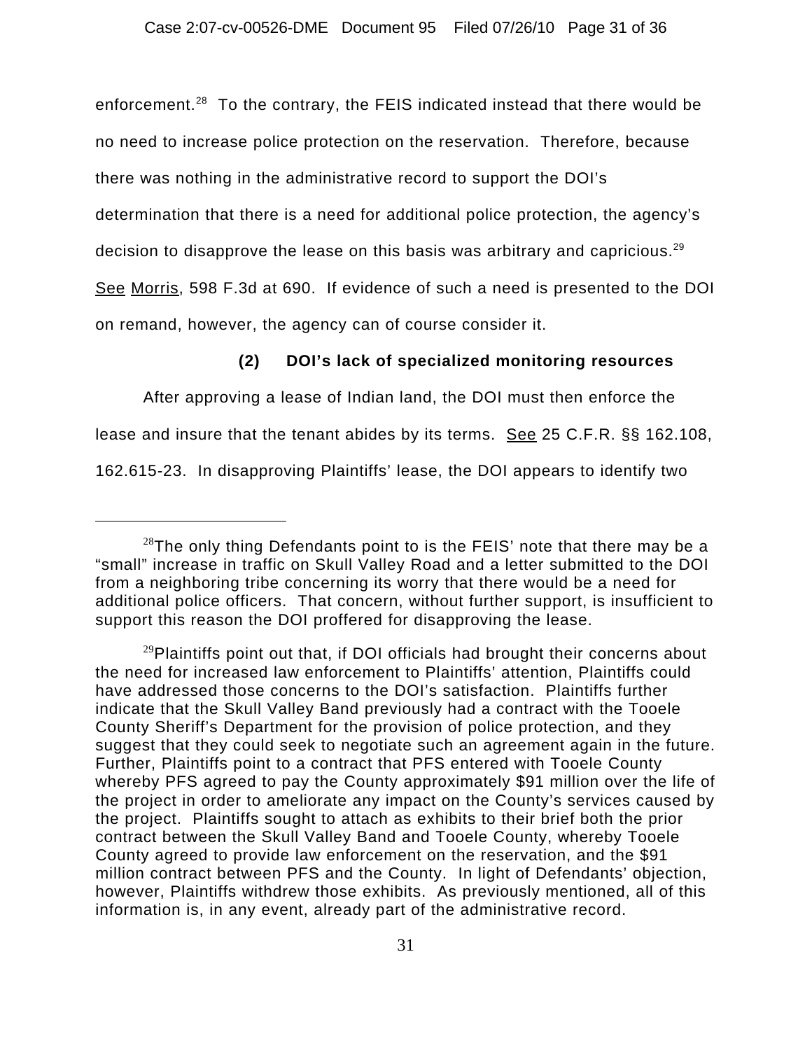enforcement.[28] To the contrary, the FEIS indicated instead that there would be no need to increase police protection on the reservation. Therefore, because there was nothing in the administrative record to support the DOI's determination that there is a need for additional police protection, the agency's decision to disapprove the lease on this basis was arbitrary and capricious.[29] See Morris, 598 F.3d at 690. If evidence of such a need is presented to the DOI on remand, however, the agency can of course consider it.

**(2) DOI's lack of specialized monitoring resources**

After approving a lease of Indian land, the DOI must then enforce the lease and insure that the tenant abides by its terms. See 25 C.F.R. §§ 162.108, 162.615-23. In disapproving Plaintiffs' lease, the DOI appears to identify two

---

[28]The only thing Defendants point to is the FEIS' note that there may be a "small" increase in traffic on Skull Valley Road and a letter submitted to the DOI from a neighboring tribe concerning its worry that there would be a need for additional police officers. That concern, without further support, is insufficient to support this reason the DOI proffered for disapproving the lease.

[29]Plaintiffs point out that, if DOI officials had brought their concerns about the need for increased law enforcement to Plaintiffs' attention, Plaintiffs could have addressed those concerns to the DOI's satisfaction. Plaintiffs further indicate that the Skull Valley Band previously had a contract with the Tooele County Sheriff's Department for the provision of police protection, and they suggest that they could seek to negotiate such an agreement again in the future. Further, Plaintiffs point to a contract that PFS entered with Tooele County whereby PFS agreed to pay the County approximately $91 million over the life of the project in order to ameliorate any impact on the County's services caused by the project. Plaintiffs sought to attach as exhibits to their brief both the prior contract between the Skull Valley Band and Tooele County, whereby Tooele County agreed to provide law enforcement on the reservation, and the $91 million contract between PFS and the County. In light of Defendants' objection, however, Plaintiffs withdrew those exhibits. As previously mentioned, all of this information is, in any event, already part of the administrative record.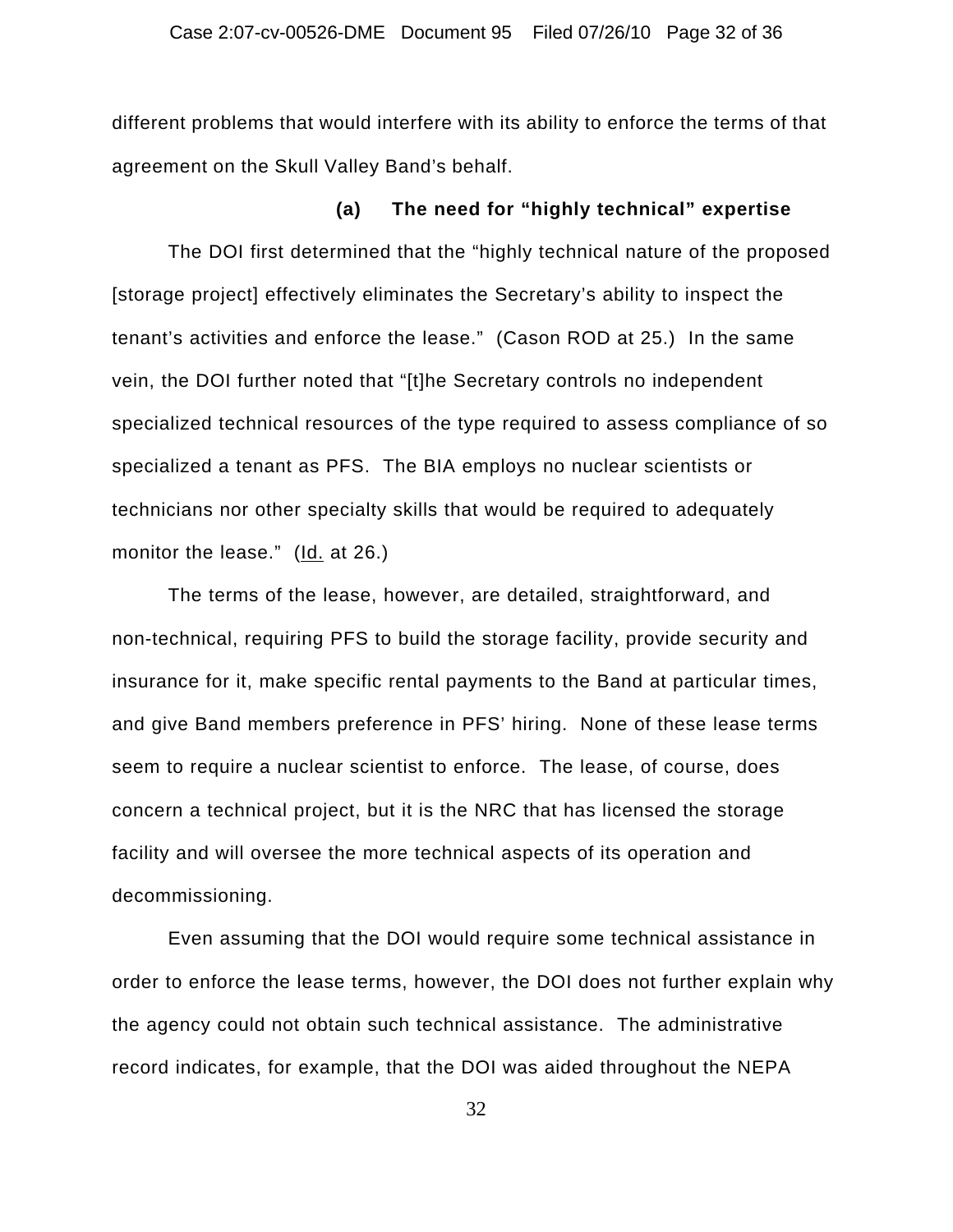different problems that would interfere with its ability to enforce the terms of that agreement on the Skull Valley Band's behalf.

**(a) The need for "highly technical" expertise**

The DOI first determined that the "highly technical nature of the proposed [storage project] effectively eliminates the Secretary's ability to inspect the tenant's activities and enforce the lease." (Cason ROD at 25.) In the same vein, the DOI further noted that "[t]he Secretary controls no independent specialized technical resources of the type required to assess compliance of so specialized a tenant as PFS. The BIA employs no nuclear scientists or technicians nor other specialty skills that would be required to adequately monitor the lease." (Id. at 26.)

The terms of the lease, however, are detailed, straightforward, and non-technical, requiring PFS to build the storage facility, provide security and insurance for it, make specific rental payments to the Band at particular times, and give Band members preference in PFS' hiring. None of these lease terms seem to require a nuclear scientist to enforce. The lease, of course, does concern a technical project, but it is the NRC that has licensed the storage facility and will oversee the more technical aspects of its operation and decommissioning.

Even assuming that the DOI would require some technical assistance in order to enforce the lease terms, however, the DOI does not further explain why the agency could not obtain such technical assistance. The administrative record indicates, for example, that the DOI was aided throughout the NEPA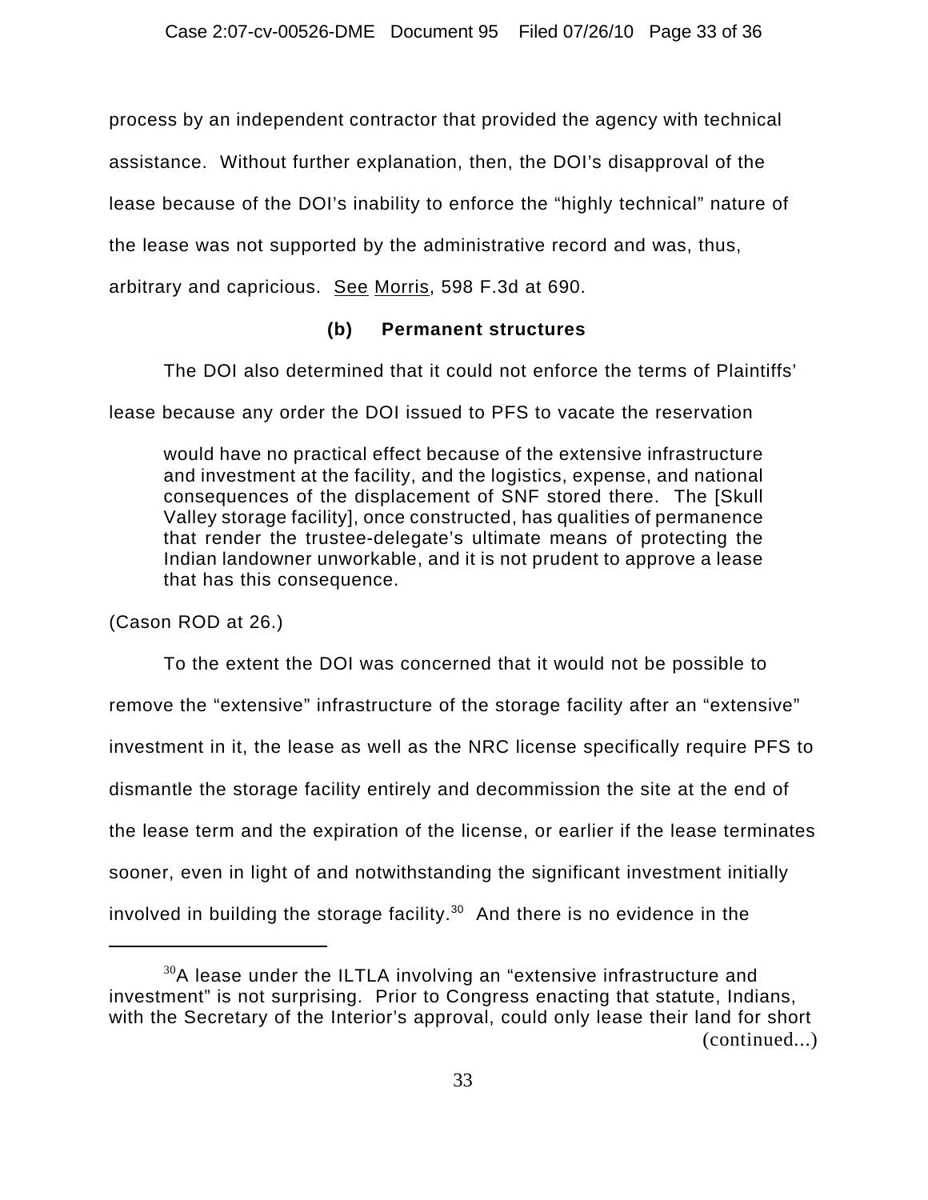process by an independent contractor that provided the agency with technical assistance. Without further explanation, then, the DOI's disapproval of the lease because of the DOI's inability to enforce the "highly technical" nature of the lease was not supported by the administrative record and was, thus, arbitrary and capricious. See Morris, 598 F.3d at 690.

**(b) Permanent structures**

The DOI also determined that it could not enforce the terms of Plaintiffs' lease because any order the DOI issued to PFS to vacate the reservation

> would have no practical effect because of the extensive infrastructure and investment at the facility, and the logistics, expense, and national consequences of the displacement of SNF stored there. The [Skull Valley storage facility], once constructed, has qualities of permanence that render the trustee-delegate's ultimate means of protecting the Indian landowner unworkable, and it is not prudent to approve a lease that has this consequence.

(Cason ROD at 26.)

To the extent the DOI was concerned that it would not be possible to remove the "extensive" infrastructure of the storage facility after an "extensive" investment in it, the lease as well as the NRC license specifically require PFS to dismantle the storage facility entirely and decommission the site at the end of the lease term and the expiration of the license, or earlier if the lease terminates sooner, even in light of and notwithstanding the significant investment initially involved in building the storage facility.[30] And there is no evidence in the

---

[30] A lease under the ILTLA involving an "extensive infrastructure and investment" is not surprising. Prior to Congress enacting that statute, Indians, with the Secretary of the Interior's approval, could only lease their land for short (continued...)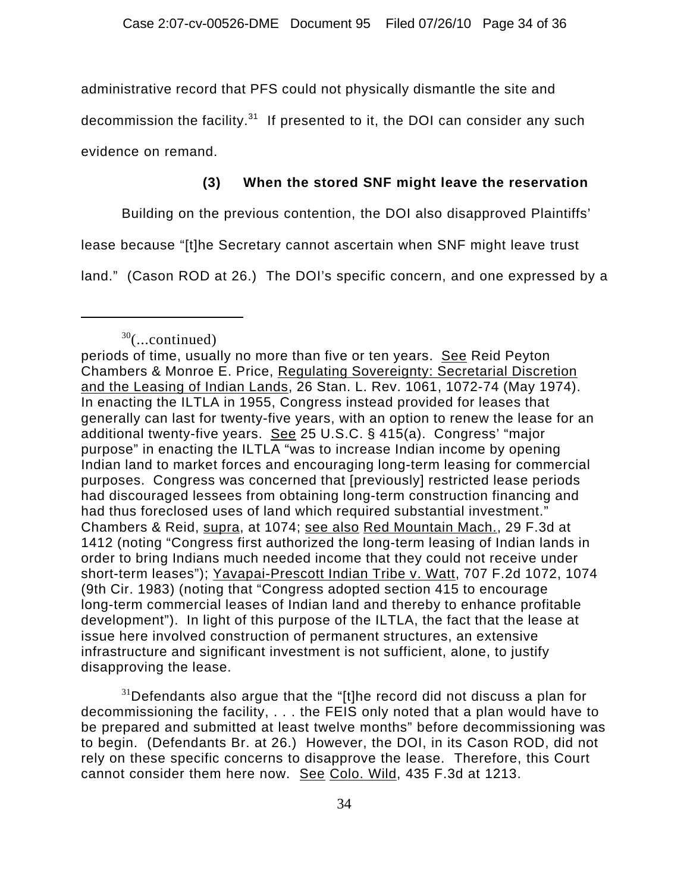administrative record that PFS could not physically dismantle the site and decommission the facility.[31] If presented to it, the DOI can consider any such evidence on remand.

### (3) When the stored SNF might leave the reservation

Building on the previous contention, the DOI also disapproved Plaintiffs' lease because "[t]he Secretary cannot ascertain when SNF might leave trust land." (Cason ROD at 26.) The DOI's specific concern, and one expressed by a

---

[30](...continued)
periods of time, usually no more than five or ten years. See Reid Peyton Chambers & Monroe E. Price, Regulating Sovereignty: Secretarial Discretion and the Leasing of Indian Lands, 26 Stan. L. Rev. 1061, 1072-74 (May 1974). In enacting the ILTLA in 1955, Congress instead provided for leases that generally can last for twenty-five years, with an option to renew the lease for an additional twenty-five years. See 25 U.S.C. § 415(a). Congress' "major purpose" in enacting the ILTLA "was to increase Indian income by opening Indian land to market forces and encouraging long-term leasing for commercial purposes. Congress was concerned that [previously] restricted lease periods had discouraged lessees from obtaining long-term construction financing and had thus foreclosed uses of land which required substantial investment." Chambers & Reid, supra, at 1074; see also Red Mountain Mach., 29 F.3d at 1412 (noting "Congress first authorized the long-term leasing of Indian lands in order to bring Indians much needed income that they could not receive under short-term leases"); Yavapai-Prescott Indian Tribe v. Watt, 707 F.2d 1072, 1074 (9th Cir. 1983) (noting that "Congress adopted section 415 to encourage long-term commercial leases of Indian land and thereby to enhance profitable development"). In light of this purpose of the ILTLA, the fact that the lease at issue here involved construction of permanent structures, an extensive infrastructure and significant investment is not sufficient, alone, to justify disapproving the lease.

[31]Defendants also argue that the "[t]he record did not discuss a plan for decommissioning the facility, . . . the FEIS only noted that a plan would have to be prepared and submitted at least twelve months" before decommissioning was to begin. (Defendants Br. at 26.) However, the DOI, in its Cason ROD, did not rely on these specific concerns to disapprove the lease. Therefore, this Court cannot consider them here now. See Colo. Wild, 435 F.3d at 1213.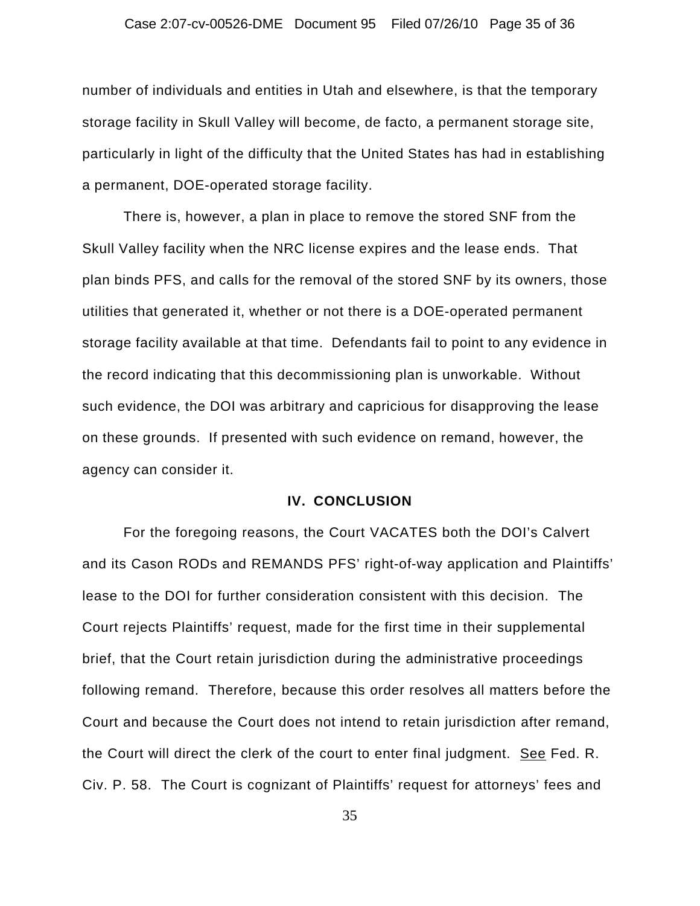number of individuals and entities in Utah and elsewhere, is that the temporary storage facility in Skull Valley will become, de facto, a permanent storage site, particularly in light of the difficulty that the United States has had in establishing a permanent, DOE-operated storage facility.

There is, however, a plan in place to remove the stored SNF from the Skull Valley facility when the NRC license expires and the lease ends. That plan binds PFS, and calls for the removal of the stored SNF by its owners, those utilities that generated it, whether or not there is a DOE-operated permanent storage facility available at that time. Defendants fail to point to any evidence in the record indicating that this decommissioning plan is unworkable. Without such evidence, the DOI was arbitrary and capricious for disapproving the lease on these grounds. If presented with such evidence on remand, however, the agency can consider it.

## IV. CONCLUSION

For the foregoing reasons, the Court VACATES both the DOI's Calvert and its Cason RODs and REMANDS PFS' right-of-way application and Plaintiffs' lease to the DOI for further consideration consistent with this decision. The Court rejects Plaintiffs' request, made for the first time in their supplemental brief, that the Court retain jurisdiction during the administrative proceedings following remand. Therefore, because this order resolves all matters before the Court and because the Court does not intend to retain jurisdiction after remand, the Court will direct the clerk of the court to enter final judgment. See Fed. R. Civ. P. 58. The Court is cognizant of Plaintiffs' request for attorneys' fees and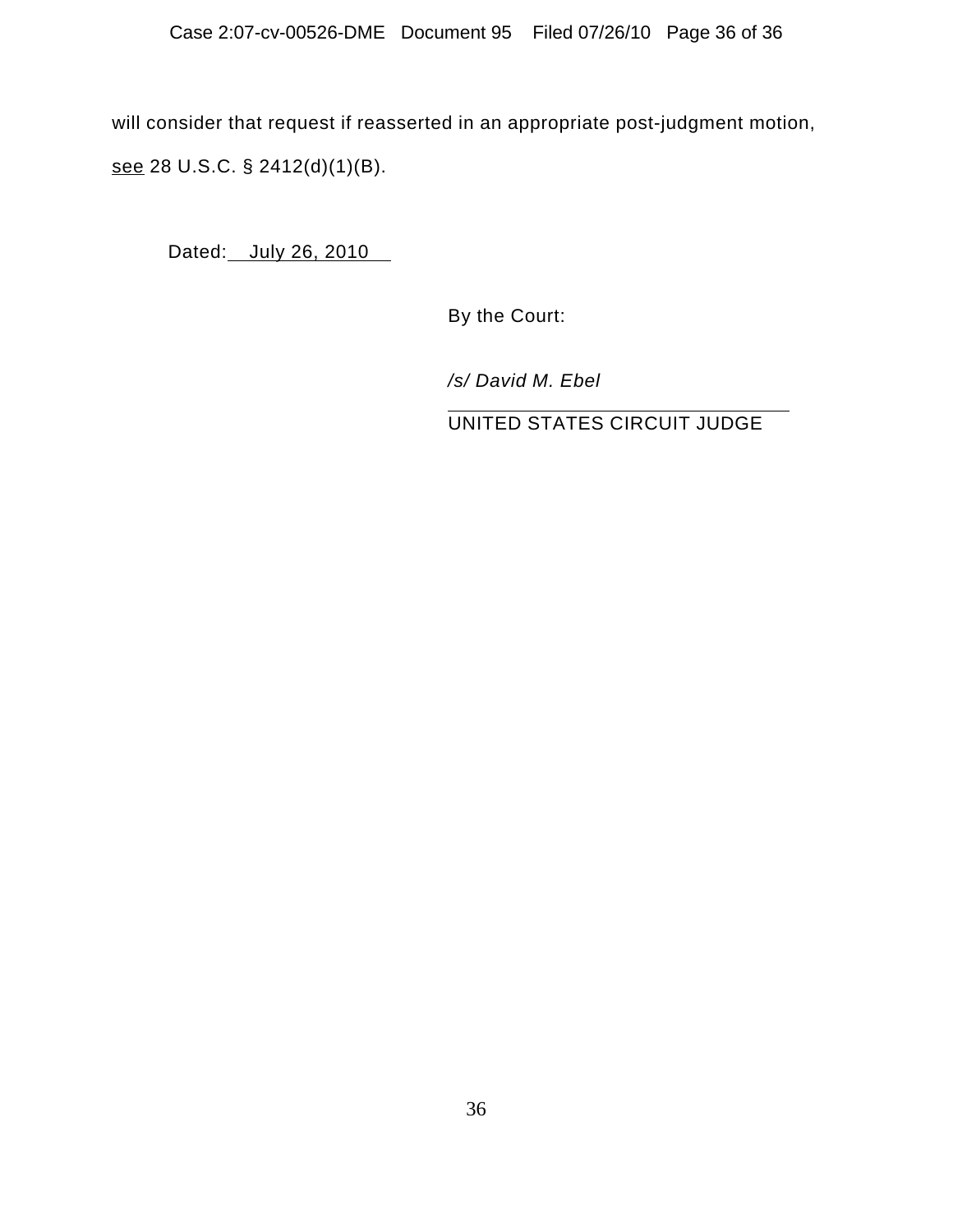will consider that request if reasserted in an appropriate post-judgment motion, see 28 U.S.C. § 2412(d)(1)(B).

Dated: July 26, 2010

By the Court:

*/s/ David M. Ebel*

UNITED STATES CIRCUIT JUDGE